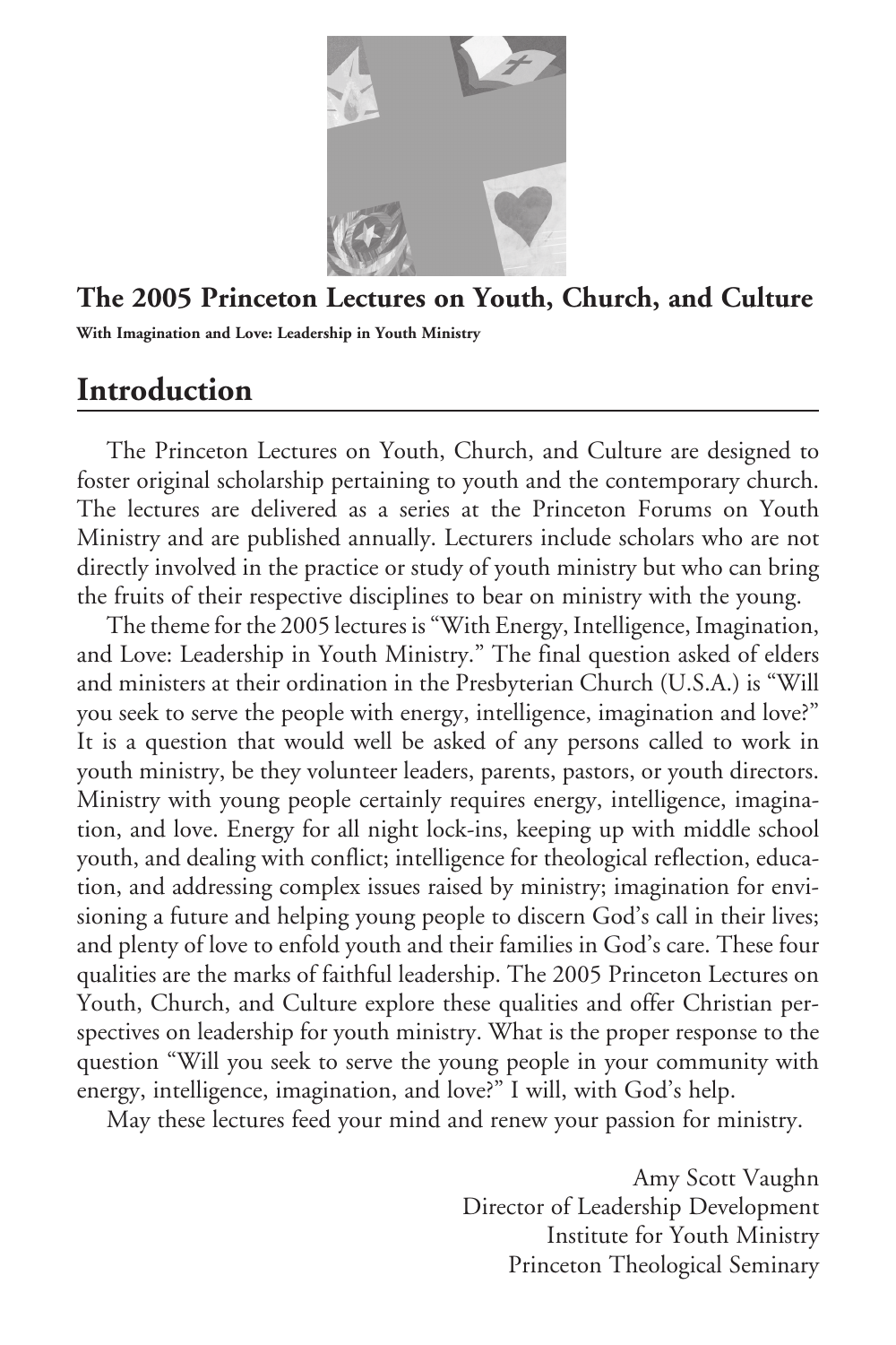## The 2005 Princeton Lectures on Youth, Church, and Culture

**With Imagination and Love: Leadership in Youth Ministry**

# Introduction

The Princeton Lectures on Youth, Church, and Culture are designed to foster original scholarship pertaining to youth and the contemporary church. The lectures are delivered as a series at the Princeton Forums on Youth Ministry and are published annually. Lecturers include scholars who are not directly involved in the practice or study of youth ministry but who can bring the fruits of their respective disciplines to bear on ministry with the young.

The theme for the 2005 lectures is "With Energy, Intelligence, Imagination, and Love: Leadership in Youth Ministry." The final question asked of elders and ministers at their ordination in the Presbyterian Church (U.S.A.) is "Will you seek to serve the people with energy, intelligence, imagination and love?" It is a question that would well be asked of any persons called to work in youth ministry, be they volunteer leaders, parents, pastors, or youth directors. Ministry with young people certainly requires energy, intelligence, imagination, and love. Energy for all night lock-ins, keeping up with middle school youth, and dealing with conflict; intelligence for theological reflection, education, and addressing complex issues raised by ministry; imagination for envisioning a future and helping young people to discern God's call in their lives; and plenty of love to enfold youth and their families in God's care. These four qualities are the marks of faithful leadership. The 2005 Princeton Lectures on Youth, Church, and Culture explore these qualities and offer Christian perspectives on leadership for youth ministry. What is the proper response to the question "Will you seek to serve the young people in your community with energy, intelligence, imagination, and love?" I will, with God's help.

May these lectures feed your mind and renew your passion for ministry.

Amy Scott Vaughn
Director of Leadership Development
Institute for Youth Ministry
Princeton Theological Seminary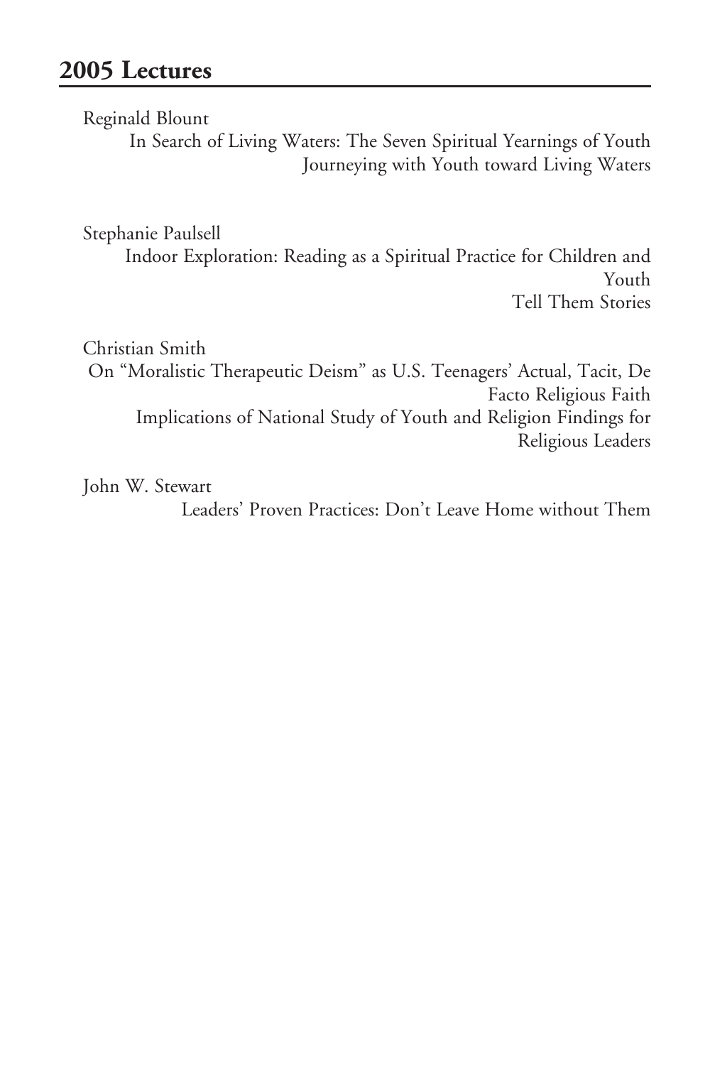## 2005 Lectures

Reginald Blount

In Search of Living Waters: The Seven Spiritual Yearnings of Youth

Journeying with Youth toward Living Waters

Stephanie Paulsell

Indoor Exploration: Reading as a Spiritual Practice for Children and Youth

Tell Them Stories

Christian Smith

On "Moralistic Therapeutic Deism" as U.S. Teenagers' Actual, Tacit, De Facto Religious Faith

Implications of National Study of Youth and Religion Findings for Religious Leaders

John W. Stewart

Leaders' Proven Practices: Don't Leave Home without Them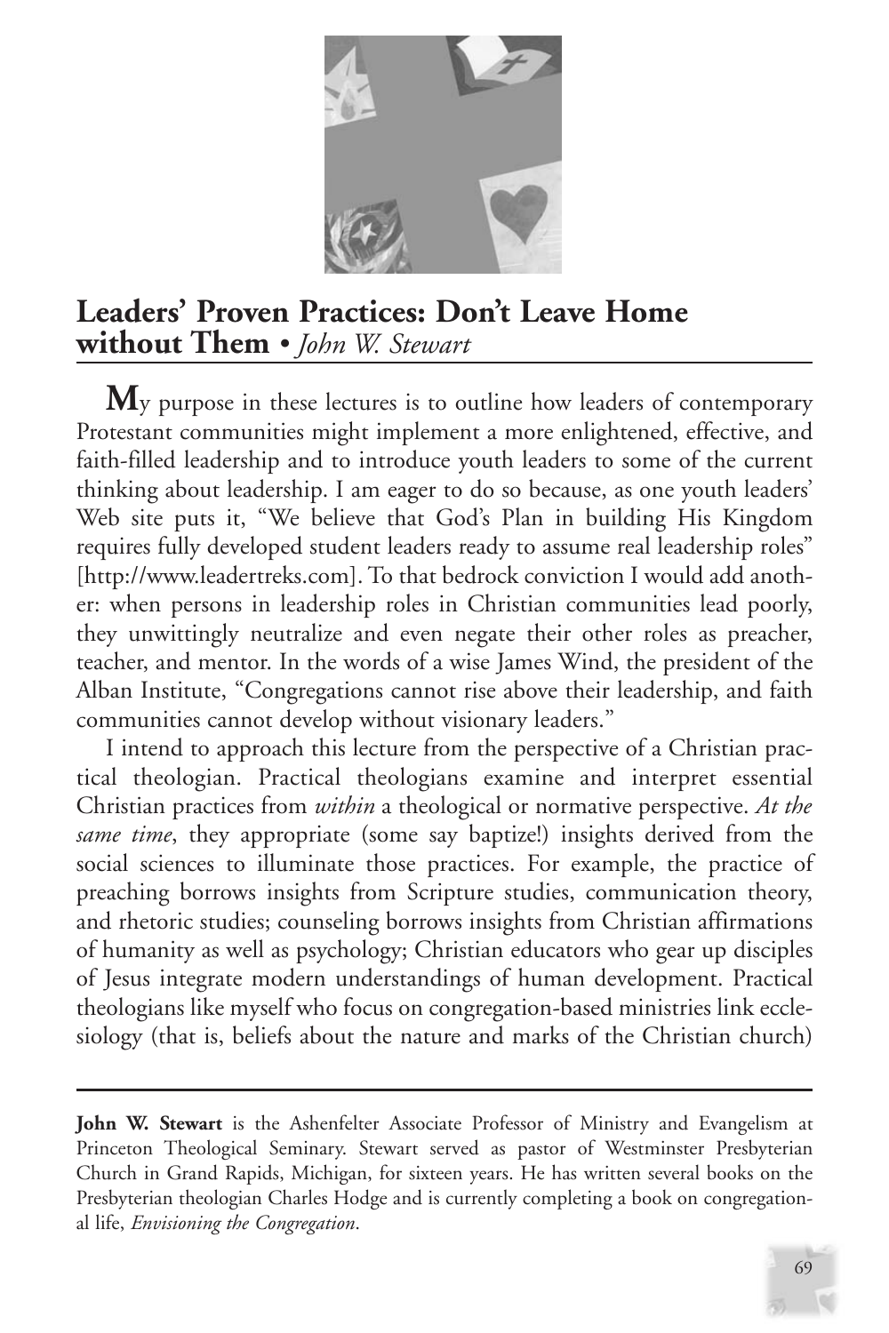## Leaders' Proven Practices: Don't Leave Home without Them • *John W. Stewart*

**M**y purpose in these lectures is to outline how leaders of contemporary Protestant communities might implement a more enlightened, effective, and faith-filled leadership and to introduce youth leaders to some of the current thinking about leadership. I am eager to do so because, as one youth leaders' Web site puts it, "We believe that God's Plan in building His Kingdom requires fully developed student leaders ready to assume real leadership roles" [http://www.leadertreks.com]. To that bedrock conviction I would add another: when persons in leadership roles in Christian communities lead poorly, they unwittingly neutralize and even negate their other roles as preacher, teacher, and mentor. In the words of a wise James Wind, the president of the Alban Institute, "Congregations cannot rise above their leadership, and faith communities cannot develop without visionary leaders."

I intend to approach this lecture from the perspective of a Christian practical theologian. Practical theologians examine and interpret essential Christian practices from *within* a theological or normative perspective. *At the same time*, they appropriate (some say baptize!) insights derived from the social sciences to illuminate those practices. For example, the practice of preaching borrows insights from Scripture studies, communication theory, and rhetoric studies; counseling borrows insights from Christian affirmations of humanity as well as psychology; Christian educators who gear up disciples of Jesus integrate modern understandings of human development. Practical theologians like myself who focus on congregation-based ministries link ecclesiology (that is, beliefs about the nature and marks of the Christian church)

---

**John W. Stewart** is the Ashenfelter Associate Professor of Ministry and Evangelism at Princeton Theological Seminary. Stewart served as pastor of Westminster Presbyterian Church in Grand Rapids, Michigan, for sixteen years. He has written several books on the Presbyterian theologian Charles Hodge and is currently completing a book on congregational life, *Envisioning the Congregation*.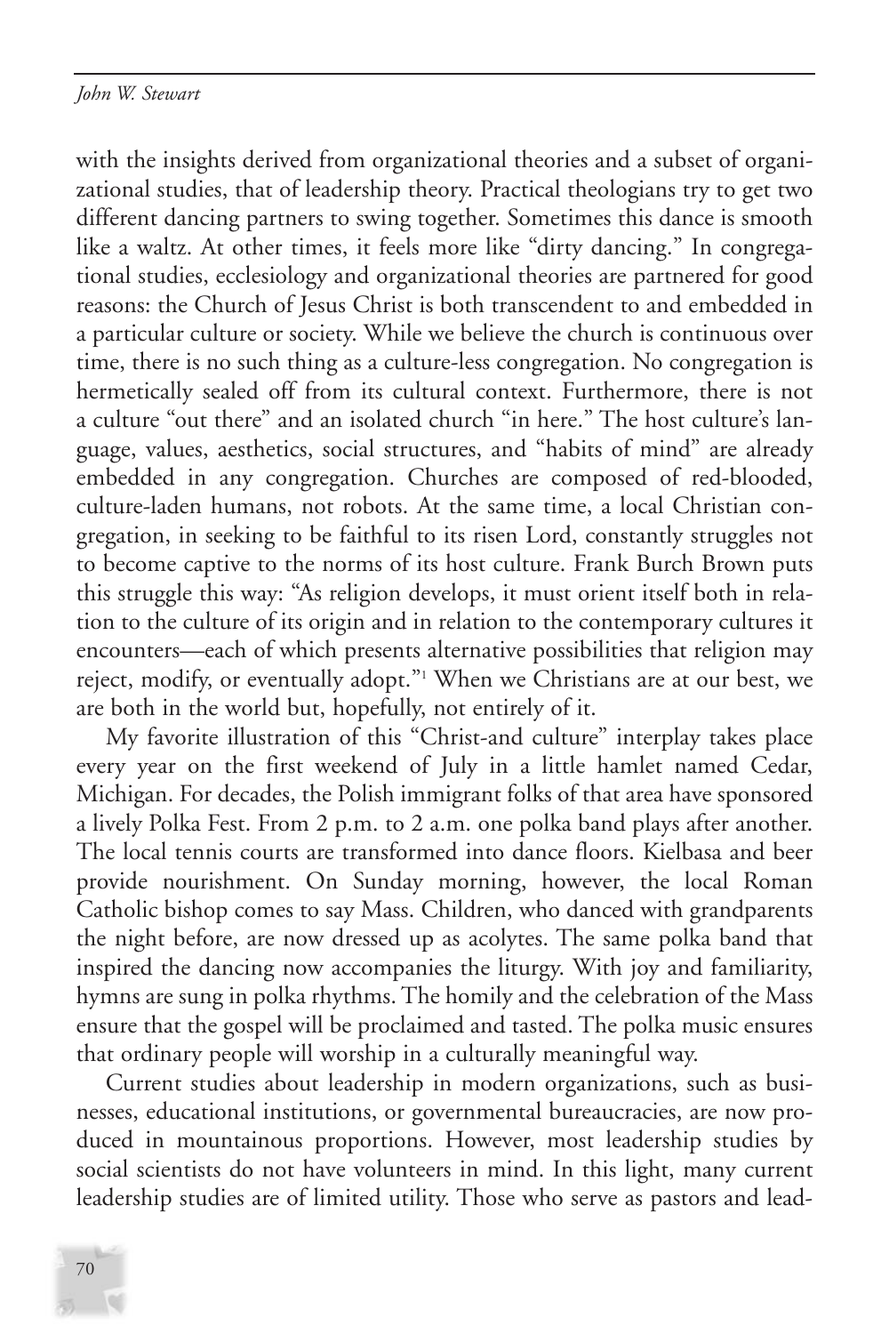with the insights derived from organizational theories and a subset of organizational studies, that of leadership theory. Practical theologians try to get two different dancing partners to swing together. Sometimes this dance is smooth like a waltz. At other times, it feels more like "dirty dancing." In congregational studies, ecclesiology and organizational theories are partnered for good reasons: the Church of Jesus Christ is both transcendent to and embedded in a particular culture or society. While we believe the church is continuous over time, there is no such thing as a culture-less congregation. No congregation is hermetically sealed off from its cultural context. Furthermore, there is not a culture "out there" and an isolated church "in here." The host culture's language, values, aesthetics, social structures, and "habits of mind" are already embedded in any congregation. Churches are composed of red-blooded, culture-laden humans, not robots. At the same time, a local Christian congregation, in seeking to be faithful to its risen Lord, constantly struggles not to become captive to the norms of its host culture. Frank Burch Brown puts this struggle this way: "As religion develops, it must orient itself both in relation to the culture of its origin and in relation to the contemporary cultures it encounters—each of which presents alternative possibilities that religion may reject, modify, or eventually adopt."[1] When we Christians are at our best, we are both in the world but, hopefully, not entirely of it.

My favorite illustration of this "Christ-and culture" interplay takes place every year on the first weekend of July in a little hamlet named Cedar, Michigan. For decades, the Polish immigrant folks of that area have sponsored a lively Polka Fest. From 2 p.m. to 2 a.m. one polka band plays after another. The local tennis courts are transformed into dance floors. Kielbasa and beer provide nourishment. On Sunday morning, however, the local Roman Catholic bishop comes to say Mass. Children, who danced with grandparents the night before, are now dressed up as acolytes. The same polka band that inspired the dancing now accompanies the liturgy. With joy and familiarity, hymns are sung in polka rhythms. The homily and the celebration of the Mass ensure that the gospel will be proclaimed and tasted. The polka music ensures that ordinary people will worship in a culturally meaningful way.

Current studies about leadership in modern organizations, such as businesses, educational institutions, or governmental bureaucracies, are now produced in mountainous proportions. However, most leadership studies by social scientists do not have volunteers in mind. In this light, many current leadership studies are of limited utility. Those who serve as pastors and lead-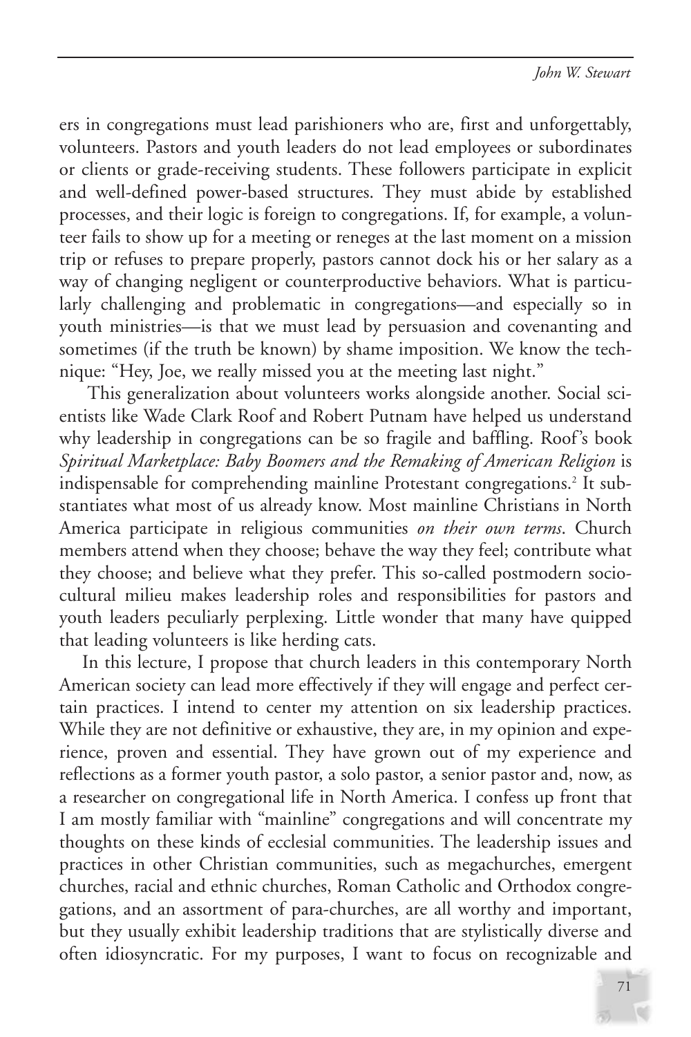ers in congregations must lead parishioners who are, first and unforgettably, volunteers. Pastors and youth leaders do not lead employees or subordinates or clients or grade-receiving students. These followers participate in explicit and well-defined power-based structures. They must abide by established processes, and their logic is foreign to congregations. If, for example, a volunteer fails to show up for a meeting or reneges at the last moment on a mission trip or refuses to prepare properly, pastors cannot dock his or her salary as a way of changing negligent or counterproductive behaviors. What is particularly challenging and problematic in congregations—and especially so in youth ministries—is that we must lead by persuasion and covenanting and sometimes (if the truth be known) by shame imposition. We know the technique: "Hey, Joe, we really missed you at the meeting last night."

This generalization about volunteers works alongside another. Social scientists like Wade Clark Roof and Robert Putnam have helped us understand why leadership in congregations can be so fragile and baffling. Roof's book *Spiritual Marketplace: Baby Boomers and the Remaking of American Religion* is indispensable for comprehending mainline Protestant congregations.[2] It substantiates what most of us already know. Most mainline Christians in North America participate in religious communities *on their own terms*. Church members attend when they choose; behave the way they feel; contribute what they choose; and believe what they prefer. This so-called postmodern sociocultural milieu makes leadership roles and responsibilities for pastors and youth leaders peculiarly perplexing. Little wonder that many have quipped that leading volunteers is like herding cats.

In this lecture, I propose that church leaders in this contemporary North American society can lead more effectively if they will engage and perfect certain practices. I intend to center my attention on six leadership practices. While they are not definitive or exhaustive, they are, in my opinion and experience, proven and essential. They have grown out of my experience and reflections as a former youth pastor, a solo pastor, a senior pastor and, now, as a researcher on congregational life in North America. I confess up front that I am mostly familiar with "mainline" congregations and will concentrate my thoughts on these kinds of ecclesial communities. The leadership issues and practices in other Christian communities, such as megachurches, emergent churches, racial and ethnic churches, Roman Catholic and Orthodox congregations, and an assortment of para-churches, are all worthy and important, but they usually exhibit leadership traditions that are stylistically diverse and often idiosyncratic. For my purposes, I want to focus on recognizable and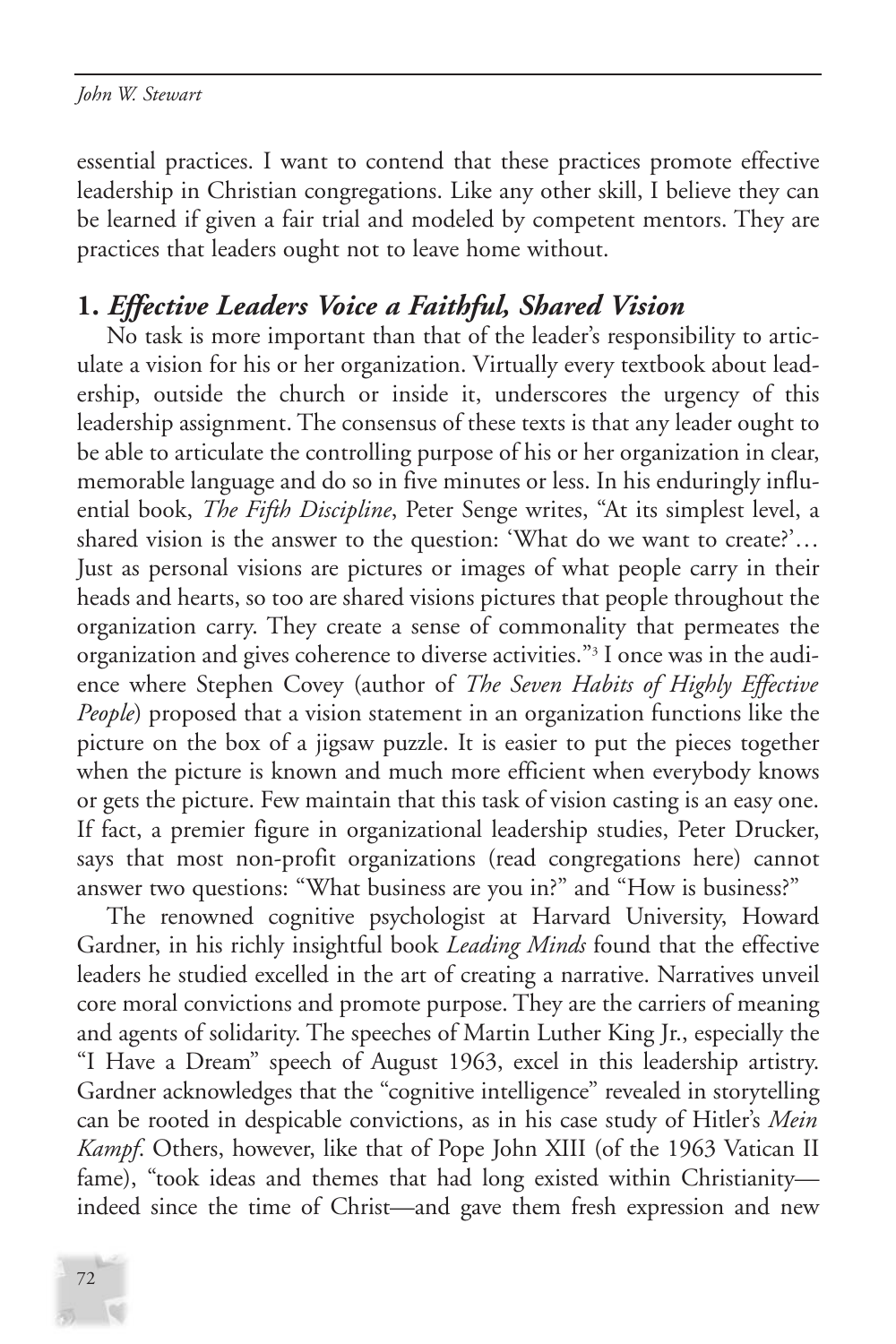essential practices. I want to contend that these practices promote effective leadership in Christian congregations. Like any other skill, I believe they can be learned if given a fair trial and modeled by competent mentors. They are practices that leaders ought not to leave home without.

## 1. *Effective Leaders Voice a Faithful, Shared Vision*

No task is more important than that of the leader's responsibility to articulate a vision for his or her organization. Virtually every textbook about leadership, outside the church or inside it, underscores the urgency of this leadership assignment. The consensus of these texts is that any leader ought to be able to articulate the controlling purpose of his or her organization in clear, memorable language and do so in five minutes or less. In his enduringly influential book, *The Fifth Discipline*, Peter Senge writes, "At its simplest level, a shared vision is the answer to the question: 'What do we want to create?'… Just as personal visions are pictures or images of what people carry in their heads and hearts, so too are shared visions pictures that people throughout the organization carry. They create a sense of commonality that permeates the organization and gives coherence to diverse activities."[3] I once was in the audience where Stephen Covey (author of *The Seven Habits of Highly Effective People*) proposed that a vision statement in an organization functions like the picture on the box of a jigsaw puzzle. It is easier to put the pieces together when the picture is known and much more efficient when everybody knows or gets the picture. Few maintain that this task of vision casting is an easy one. If fact, a premier figure in organizational leadership studies, Peter Drucker, says that most non-profit organizations (read congregations here) cannot answer two questions: "What business are you in?" and "How is business?"

The renowned cognitive psychologist at Harvard University, Howard Gardner, in his richly insightful book *Leading Minds* found that the effective leaders he studied excelled in the art of creating a narrative. Narratives unveil core moral convictions and promote purpose. They are the carriers of meaning and agents of solidarity. The speeches of Martin Luther King Jr., especially the "I Have a Dream" speech of August 1963, excel in this leadership artistry. Gardner acknowledges that the "cognitive intelligence" revealed in storytelling can be rooted in despicable convictions, as in his case study of Hitler's *Mein Kampf*. Others, however, like that of Pope John XIII (of the 1963 Vatican II fame), "took ideas and themes that had long existed within Christianity—indeed since the time of Christ—and gave them fresh expression and new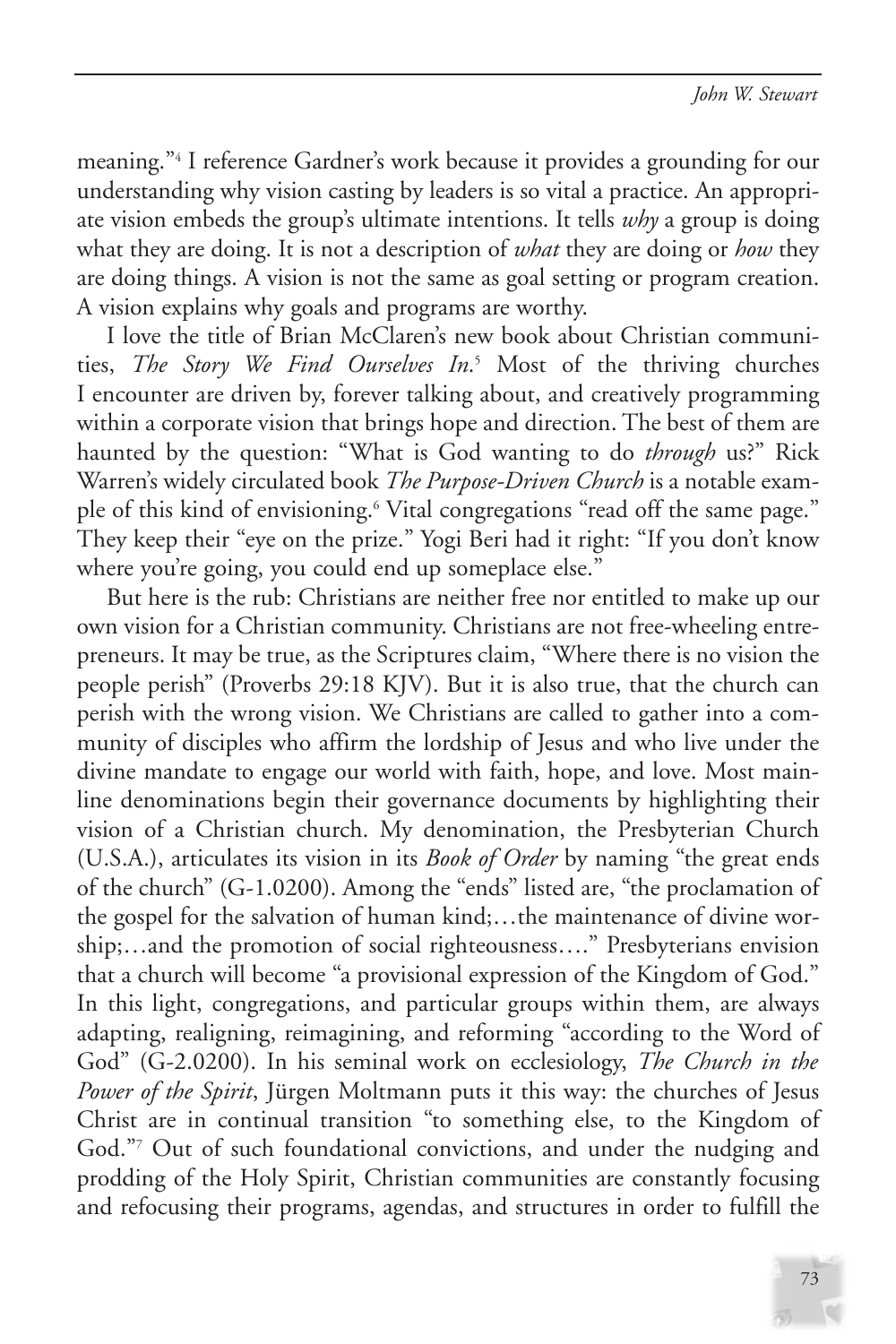meaning."[4] I reference Gardner's work because it provides a grounding for our understanding why vision casting by leaders is so vital a practice. An appropriate vision embeds the group's ultimate intentions. It tells *why* a group is doing what they are doing. It is not a description of *what* they are doing or *how* they are doing things. A vision is not the same as goal setting or program creation. A vision explains why goals and programs are worthy.

I love the title of Brian McClaren's new book about Christian communities, *The Story We Find Ourselves In*.[5] Most of the thriving churches I encounter are driven by, forever talking about, and creatively programming within a corporate vision that brings hope and direction. The best of them are haunted by the question: "What is God wanting to do *through* us?" Rick Warren's widely circulated book *The Purpose-Driven Church* is a notable example of this kind of envisioning.[6] Vital congregations "read off the same page." They keep their "eye on the prize." Yogi Beri had it right: "If you don't know where you're going, you could end up someplace else."

But here is the rub: Christians are neither free nor entitled to make up our own vision for a Christian community. Christians are not free-wheeling entrepreneurs. It may be true, as the Scriptures claim, "Where there is no vision the people perish" (Proverbs 29:18 KJV). But it is also true, that the church can perish with the wrong vision. We Christians are called to gather into a community of disciples who affirm the lordship of Jesus and who live under the divine mandate to engage our world with faith, hope, and love. Most mainline denominations begin their governance documents by highlighting their vision of a Christian church. My denomination, the Presbyterian Church (U.S.A.), articulates its vision in its *Book of Order* by naming "the great ends of the church" (G-1.0200). Among the "ends" listed are, "the proclamation of the gospel for the salvation of human kind;…the maintenance of divine worship;…and the promotion of social righteousness…." Presbyterians envision that a church will become "a provisional expression of the Kingdom of God." In this light, congregations, and particular groups within them, are always adapting, realigning, reimagining, and reforming "according to the Word of God" (G-2.0200). In his seminal work on ecclesiology, *The Church in the Power of the Spirit*, Jürgen Moltmann puts it this way: the churches of Jesus Christ are in continual transition "to something else, to the Kingdom of God."[7] Out of such foundational convictions, and under the nudging and prodding of the Holy Spirit, Christian communities are constantly focusing and refocusing their programs, agendas, and structures in order to fulfill the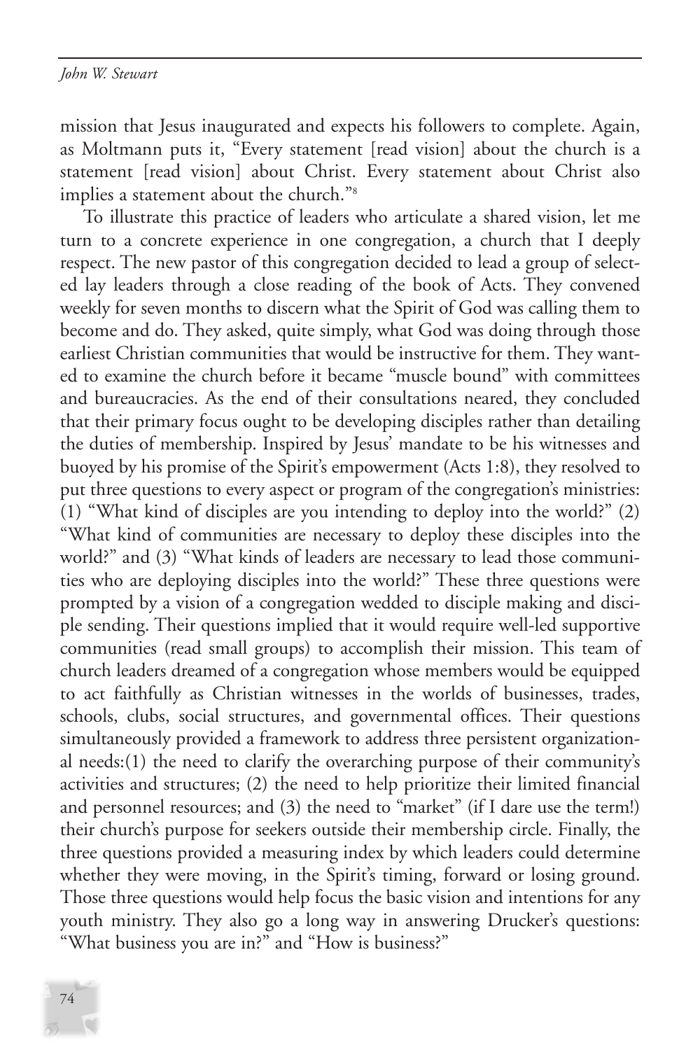mission that Jesus inaugurated and expects his followers to complete. Again, as Moltmann puts it, "Every statement [read vision] about the church is a statement [read vision] about Christ. Every statement about Christ also implies a statement about the church."[8]

To illustrate this practice of leaders who articulate a shared vision, let me turn to a concrete experience in one congregation, a church that I deeply respect. The new pastor of this congregation decided to lead a group of selected lay leaders through a close reading of the book of Acts. They convened weekly for seven months to discern what the Spirit of God was calling them to become and do. They asked, quite simply, what God was doing through those earliest Christian communities that would be instructive for them. They wanted to examine the church before it became "muscle bound" with committees and bureaucracies. As the end of their consultations neared, they concluded that their primary focus ought to be developing disciples rather than detailing the duties of membership. Inspired by Jesus' mandate to be his witnesses and buoyed by his promise of the Spirit's empowerment (Acts 1:8), they resolved to put three questions to every aspect or program of the congregation's ministries: (1) "What kind of disciples are you intending to deploy into the world?" (2) "What kind of communities are necessary to deploy these disciples into the world?" and (3) "What kinds of leaders are necessary to lead those communities who are deploying disciples into the world?" These three questions were prompted by a vision of a congregation wedded to disciple making and disciple sending. Their questions implied that it would require well-led supportive communities (read small groups) to accomplish their mission. This team of church leaders dreamed of a congregation whose members would be equipped to act faithfully as Christian witnesses in the worlds of businesses, trades, schools, clubs, social structures, and governmental offices. Their questions simultaneously provided a framework to address three persistent organizational needs:(1) the need to clarify the overarching purpose of their community's activities and structures; (2) the need to help prioritize their limited financial and personnel resources; and (3) the need to "market" (if I dare use the term!) their church's purpose for seekers outside their membership circle. Finally, the three questions provided a measuring index by which leaders could determine whether they were moving, in the Spirit's timing, forward or losing ground. Those three questions would help focus the basic vision and intentions for any youth ministry. They also go a long way in answering Drucker's questions: "What business you are in?" and "How is business?"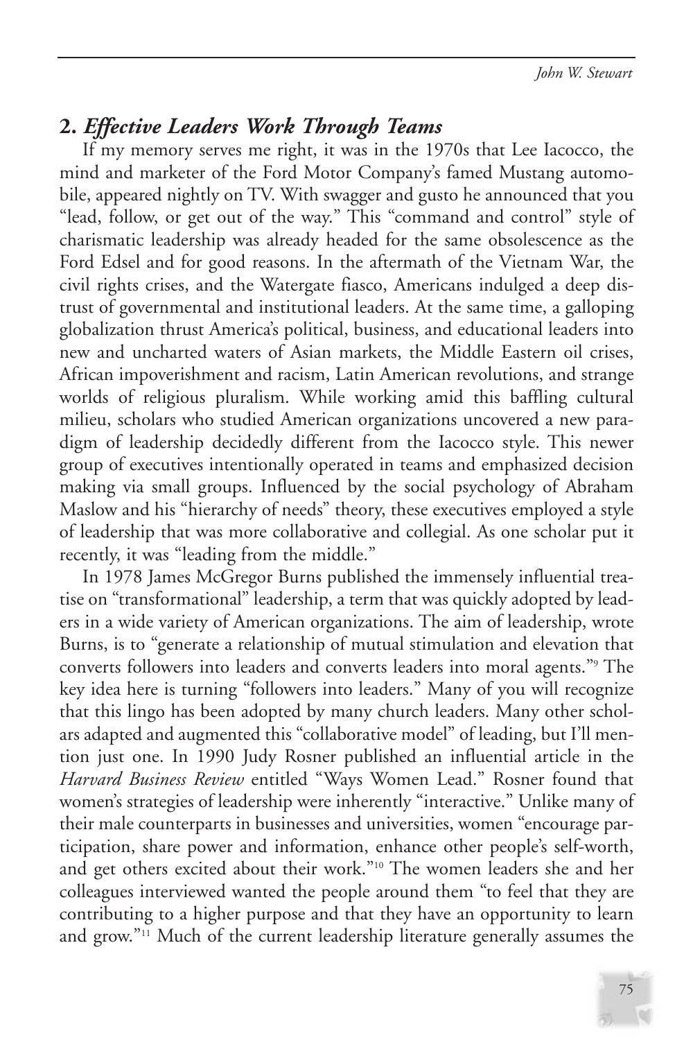## 2. *Effective Leaders Work Through Teams*

If my memory serves me right, it was in the 1970s that Lee Iacocco, the mind and marketer of the Ford Motor Company's famed Mustang automobile, appeared nightly on TV. With swagger and gusto he announced that you "lead, follow, or get out of the way." This "command and control" style of charismatic leadership was already headed for the same obsolescence as the Ford Edsel and for good reasons. In the aftermath of the Vietnam War, the civil rights crises, and the Watergate fiasco, Americans indulged a deep distrust of governmental and institutional leaders. At the same time, a galloping globalization thrust America's political, business, and educational leaders into new and uncharted waters of Asian markets, the Middle Eastern oil crises, African impoverishment and racism, Latin American revolutions, and strange worlds of religious pluralism. While working amid this baffling cultural milieu, scholars who studied American organizations uncovered a new paradigm of leadership decidedly different from the Iacocco style. This newer group of executives intentionally operated in teams and emphasized decision making via small groups. Influenced by the social psychology of Abraham Maslow and his "hierarchy of needs" theory, these executives employed a style of leadership that was more collaborative and collegial. As one scholar put it recently, it was "leading from the middle."

In 1978 James McGregor Burns published the immensely influential treatise on "transformational" leadership, a term that was quickly adopted by leaders in a wide variety of American organizations. The aim of leadership, wrote Burns, is to "generate a relationship of mutual stimulation and elevation that converts followers into leaders and converts leaders into moral agents."[9] The key idea here is turning "followers into leaders." Many of you will recognize that this lingo has been adopted by many church leaders. Many other scholars adapted and augmented this "collaborative model" of leading, but I'll mention just one. In 1990 Judy Rosner published an influential article in the *Harvard Business Review* entitled "Ways Women Lead." Rosner found that women's strategies of leadership were inherently "interactive." Unlike many of their male counterparts in businesses and universities, women "encourage participation, share power and information, enhance other people's self-worth, and get others excited about their work."[10] The women leaders she and her colleagues interviewed wanted the people around them "to feel that they are contributing to a higher purpose and that they have an opportunity to learn and grow."[11] Much of the current leadership literature generally assumes the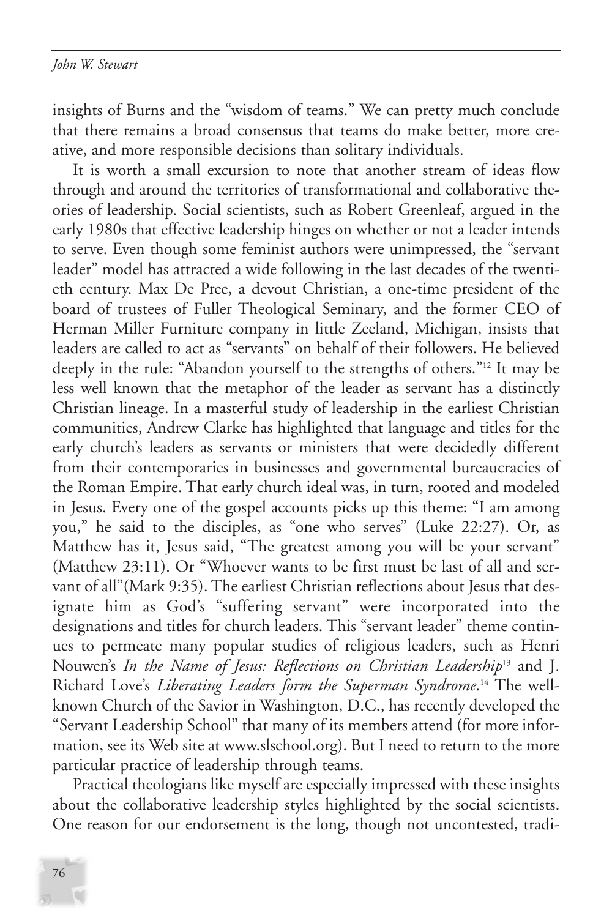insights of Burns and the "wisdom of teams." We can pretty much conclude that there remains a broad consensus that teams do make better, more creative, and more responsible decisions than solitary individuals.

It is worth a small excursion to note that another stream of ideas flow through and around the territories of transformational and collaborative theories of leadership. Social scientists, such as Robert Greenleaf, argued in the early 1980s that effective leadership hinges on whether or not a leader intends to serve. Even though some feminist authors were unimpressed, the "servant leader" model has attracted a wide following in the last decades of the twentieth century. Max De Pree, a devout Christian, a one-time president of the board of trustees of Fuller Theological Seminary, and the former CEO of Herman Miller Furniture company in little Zeeland, Michigan, insists that leaders are called to act as "servants" on behalf of their followers. He believed deeply in the rule: "Abandon yourself to the strengths of others."[12] It may be less well known that the metaphor of the leader as servant has a distinctly Christian lineage. In a masterful study of leadership in the earliest Christian communities, Andrew Clarke has highlighted that language and titles for the early church's leaders as servants or ministers that were decidedly different from their contemporaries in businesses and governmental bureaucracies of the Roman Empire. That early church ideal was, in turn, rooted and modeled in Jesus. Every one of the gospel accounts picks up this theme: "I am among you," he said to the disciples, as "one who serves" (Luke 22:27). Or, as Matthew has it, Jesus said, "The greatest among you will be your servant" (Matthew 23:11). Or "Whoever wants to be first must be last of all and servant of all"(Mark 9:35). The earliest Christian reflections about Jesus that designate him as God's "suffering servant" were incorporated into the designations and titles for church leaders. This "servant leader" theme continues to permeate many popular studies of religious leaders, such as Henri Nouwen's *In the Name of Jesus: Reflections on Christian Leadership*[13] and J. Richard Love's *Liberating Leaders form the Superman Syndrome*.[14] The well-known Church of the Savior in Washington, D.C., has recently developed the "Servant Leadership School" that many of its members attend (for more information, see its Web site at www.slschool.org). But I need to return to the more particular practice of leadership through teams.

Practical theologians like myself are especially impressed with these insights about the collaborative leadership styles highlighted by the social scientists. One reason for our endorsement is the long, though not uncontested, tradi-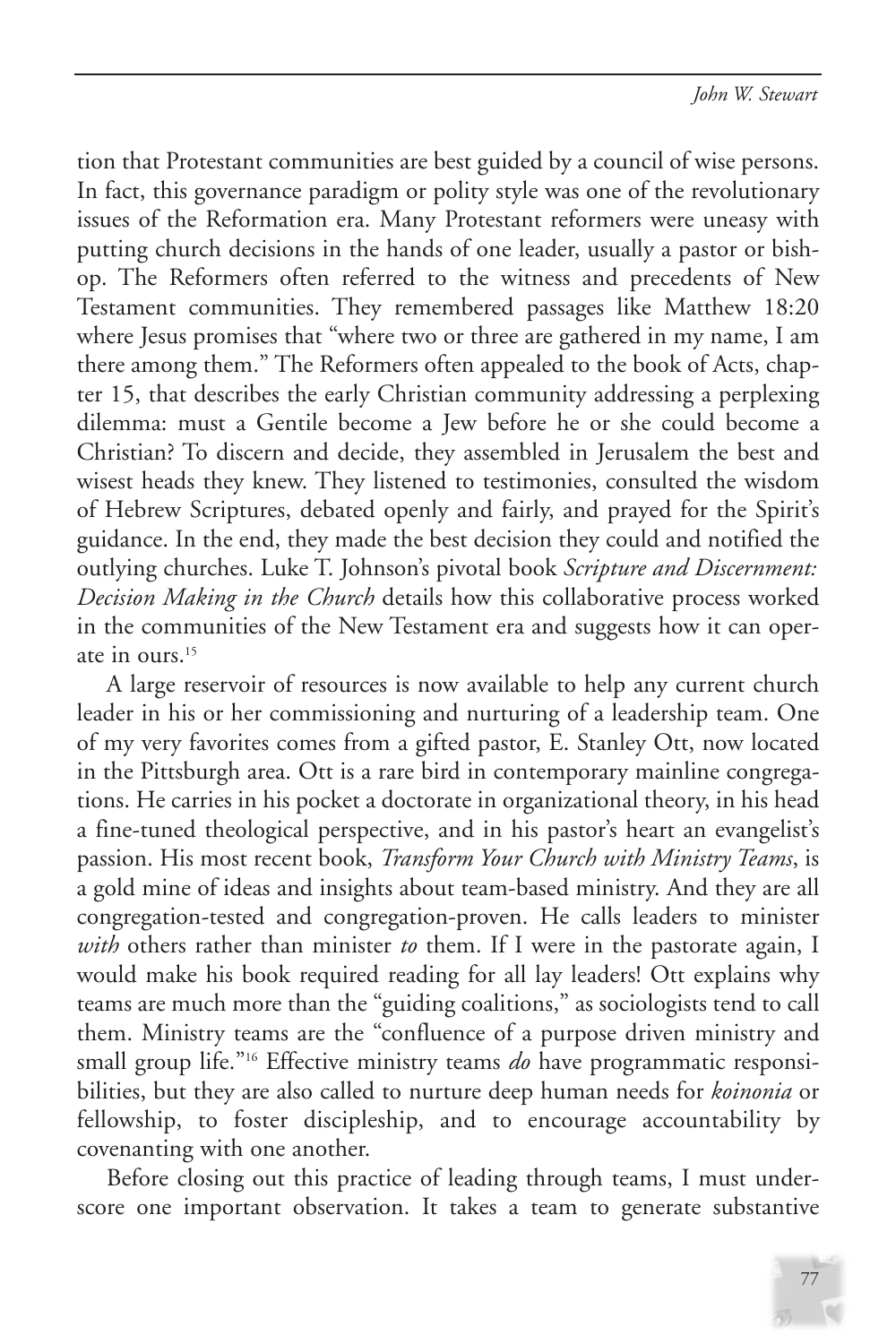tion that Protestant communities are best guided by a council of wise persons. In fact, this governance paradigm or polity style was one of the revolutionary issues of the Reformation era. Many Protestant reformers were uneasy with putting church decisions in the hands of one leader, usually a pastor or bishop. The Reformers often referred to the witness and precedents of New Testament communities. They remembered passages like Matthew 18:20 where Jesus promises that "where two or three are gathered in my name, I am there among them." The Reformers often appealed to the book of Acts, chapter 15, that describes the early Christian community addressing a perplexing dilemma: must a Gentile become a Jew before he or she could become a Christian? To discern and decide, they assembled in Jerusalem the best and wisest heads they knew. They listened to testimonies, consulted the wisdom of Hebrew Scriptures, debated openly and fairly, and prayed for the Spirit's guidance. In the end, they made the best decision they could and notified the outlying churches. Luke T. Johnson's pivotal book *Scripture and Discernment: Decision Making in the Church* details how this collaborative process worked in the communities of the New Testament era and suggests how it can operate in ours.[15]

A large reservoir of resources is now available to help any current church leader in his or her commissioning and nurturing of a leadership team. One of my very favorites comes from a gifted pastor, E. Stanley Ott, now located in the Pittsburgh area. Ott is a rare bird in contemporary mainline congregations. He carries in his pocket a doctorate in organizational theory, in his head a fine-tuned theological perspective, and in his pastor's heart an evangelist's passion. His most recent book, *Transform Your Church with Ministry Teams*, is a gold mine of ideas and insights about team-based ministry. And they are all congregation-tested and congregation-proven. He calls leaders to minister *with* others rather than minister *to* them. If I were in the pastorate again, I would make his book required reading for all lay leaders! Ott explains why teams are much more than the "guiding coalitions," as sociologists tend to call them. Ministry teams are the "confluence of a purpose driven ministry and small group life."[16] Effective ministry teams *do* have programmatic responsibilities, but they are also called to nurture deep human needs for *koinonia* or fellowship, to foster discipleship, and to encourage accountability by covenanting with one another.

Before closing out this practice of leading through teams, I must underscore one important observation. It takes a team to generate substantive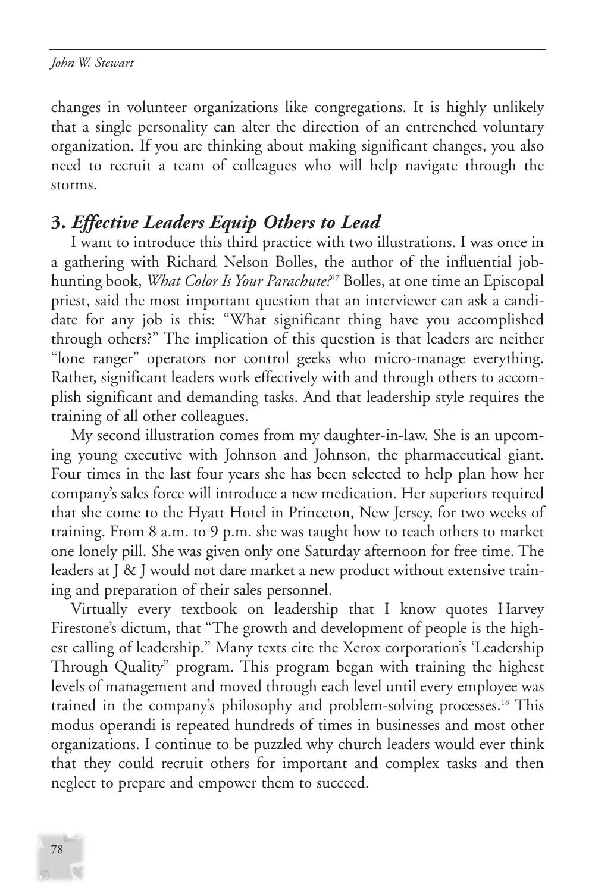changes in volunteer organizations like congregations. It is highly unlikely that a single personality can alter the direction of an entrenched voluntary organization. If you are thinking about making significant changes, you also need to recruit a team of colleagues who will help navigate through the storms.

### 3. *Effective Leaders Equip Others to Lead*

I want to introduce this third practice with two illustrations. I was once in a gathering with Richard Nelson Bolles, the author of the influential job-hunting book, *What Color Is Your Parachute?*[17] Bolles, at one time an Episcopal priest, said the most important question that an interviewer can ask a candidate for any job is this: "What significant thing have you accomplished through others?" The implication of this question is that leaders are neither "lone ranger" operators nor control geeks who micro-manage everything. Rather, significant leaders work effectively with and through others to accomplish significant and demanding tasks. And that leadership style requires the training of all other colleagues.

My second illustration comes from my daughter-in-law. She is an upcoming young executive with Johnson and Johnson, the pharmaceutical giant. Four times in the last four years she has been selected to help plan how her company's sales force will introduce a new medication. Her superiors required that she come to the Hyatt Hotel in Princeton, New Jersey, for two weeks of training. From 8 a.m. to 9 p.m. she was taught how to teach others to market one lonely pill. She was given only one Saturday afternoon for free time. The leaders at J & J would not dare market a new product without extensive training and preparation of their sales personnel.

Virtually every textbook on leadership that I know quotes Harvey Firestone's dictum, that "The growth and development of people is the highest calling of leadership." Many texts cite the Xerox corporation's 'Leadership Through Quality" program. This program began with training the highest levels of management and moved through each level until every employee was trained in the company's philosophy and problem-solving processes.[18] This modus operandi is repeated hundreds of times in businesses and most other organizations. I continue to be puzzled why church leaders would ever think that they could recruit others for important and complex tasks and then neglect to prepare and empower them to succeed.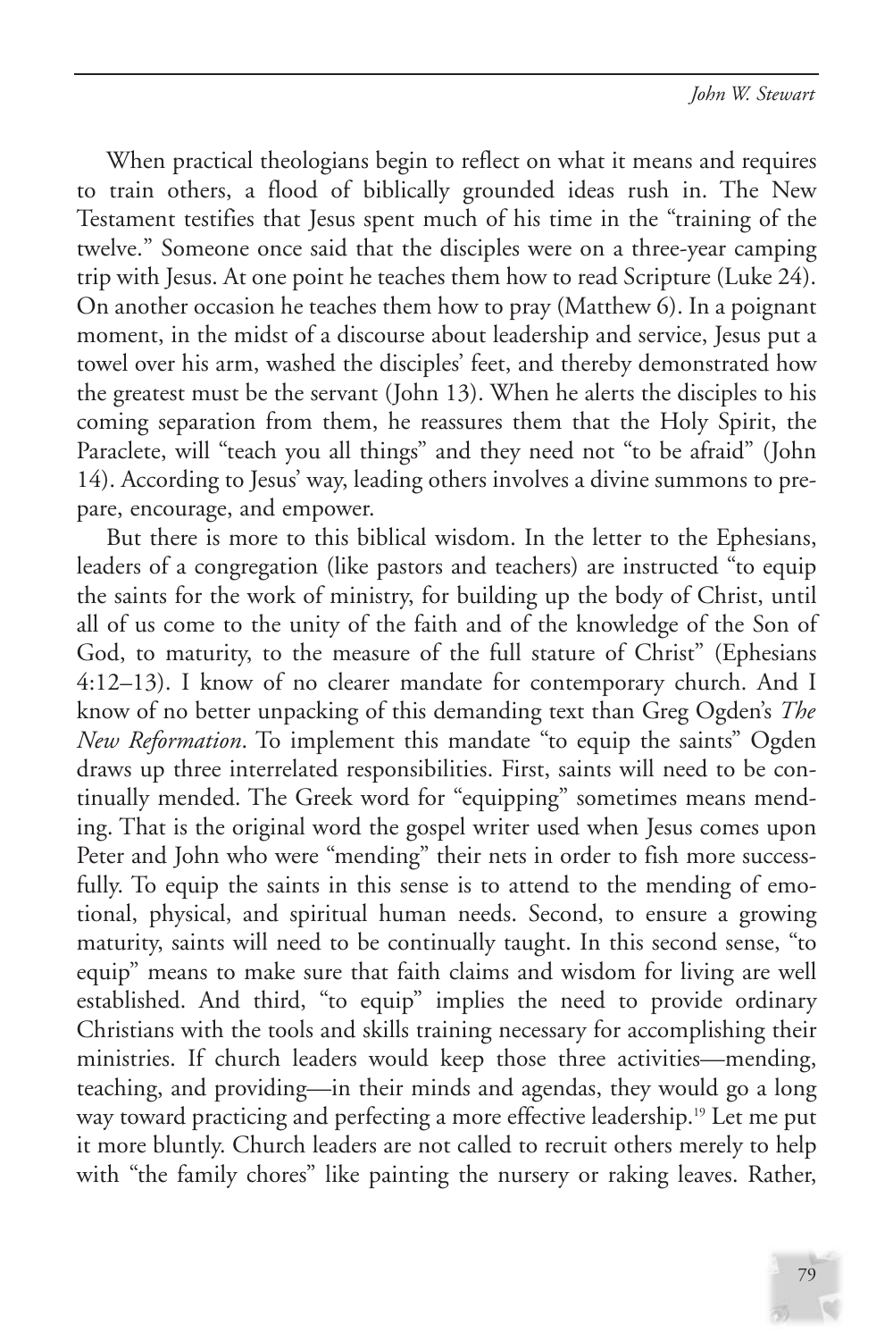When practical theologians begin to reflect on what it means and requires to train others, a flood of biblically grounded ideas rush in. The New Testament testifies that Jesus spent much of his time in the "training of the twelve." Someone once said that the disciples were on a three-year camping trip with Jesus. At one point he teaches them how to read Scripture (Luke 24). On another occasion he teaches them how to pray (Matthew 6). In a poignant moment, in the midst of a discourse about leadership and service, Jesus put a towel over his arm, washed the disciples' feet, and thereby demonstrated how the greatest must be the servant (John 13). When he alerts the disciples to his coming separation from them, he reassures them that the Holy Spirit, the Paraclete, will "teach you all things" and they need not "to be afraid" (John 14). According to Jesus' way, leading others involves a divine summons to prepare, encourage, and empower.

But there is more to this biblical wisdom. In the letter to the Ephesians, leaders of a congregation (like pastors and teachers) are instructed "to equip the saints for the work of ministry, for building up the body of Christ, until all of us come to the unity of the faith and of the knowledge of the Son of God, to maturity, to the measure of the full stature of Christ" (Ephesians 4:12–13). I know of no clearer mandate for contemporary church. And I know of no better unpacking of this demanding text than Greg Ogden's *The New Reformation*. To implement this mandate "to equip the saints" Ogden draws up three interrelated responsibilities. First, saints will need to be continually mended. The Greek word for "equipping" sometimes means mending. That is the original word the gospel writer used when Jesus comes upon Peter and John who were "mending" their nets in order to fish more successfully. To equip the saints in this sense is to attend to the mending of emotional, physical, and spiritual human needs. Second, to ensure a growing maturity, saints will need to be continually taught. In this second sense, "to equip" means to make sure that faith claims and wisdom for living are well established. And third, "to equip" implies the need to provide ordinary Christians with the tools and skills training necessary for accomplishing their ministries. If church leaders would keep those three activities—mending, teaching, and providing—in their minds and agendas, they would go a long way toward practicing and perfecting a more effective leadership.[19] Let me put it more bluntly. Church leaders are not called to recruit others merely to help with "the family chores" like painting the nursery or raking leaves. Rather,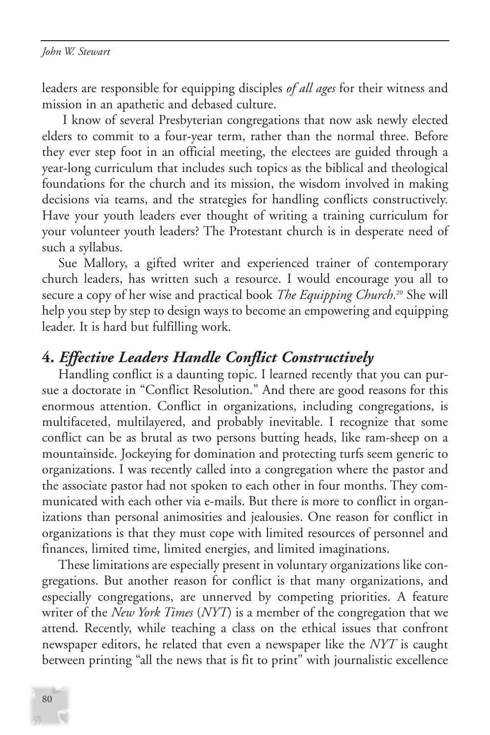leaders are responsible for equipping disciples *of all ages* for their witness and mission in an apathetic and debased culture.

I know of several Presbyterian congregations that now ask newly elected elders to commit to a four-year term, rather than the normal three. Before they ever step foot in an official meeting, the electees are guided through a year-long curriculum that includes such topics as the biblical and theological foundations for the church and its mission, the wisdom involved in making decisions via teams, and the strategies for handling conflicts constructively. Have your youth leaders ever thought of writing a training curriculum for your volunteer youth leaders? The Protestant church is in desperate need of such a syllabus.

Sue Mallory, a gifted writer and experienced trainer of contemporary church leaders, has written such a resource. I would encourage you all to secure a copy of her wise and practical book *The Equipping Church*.[20] She will help you step by step to design ways to become an empowering and equipping leader. It is hard but fulfilling work.

## 4. *Effective Leaders Handle Conflict Constructively*

Handling conflict is a daunting topic. I learned recently that you can pursue a doctorate in "Conflict Resolution." And there are good reasons for this enormous attention. Conflict in organizations, including congregations, is multifaceted, multilayered, and probably inevitable. I recognize that some conflict can be as brutal as two persons butting heads, like ram-sheep on a mountainside. Jockeying for domination and protecting turfs seem generic to organizations. I was recently called into a congregation where the pastor and the associate pastor had not spoken to each other in four months. They communicated with each other via e-mails. But there is more to conflict in organizations than personal animosities and jealousies. One reason for conflict in organizations is that they must cope with limited resources of personnel and finances, limited time, limited energies, and limited imaginations.

These limitations are especially present in voluntary organizations like congregations. But another reason for conflict is that many organizations, and especially congregations, are unnerved by competing priorities. A feature writer of the *New York Times* (*NYT*) is a member of the congregation that we attend. Recently, while teaching a class on the ethical issues that confront newspaper editors, he related that even a newspaper like the *NYT* is caught between printing "all the news that is fit to print" with journalistic excellence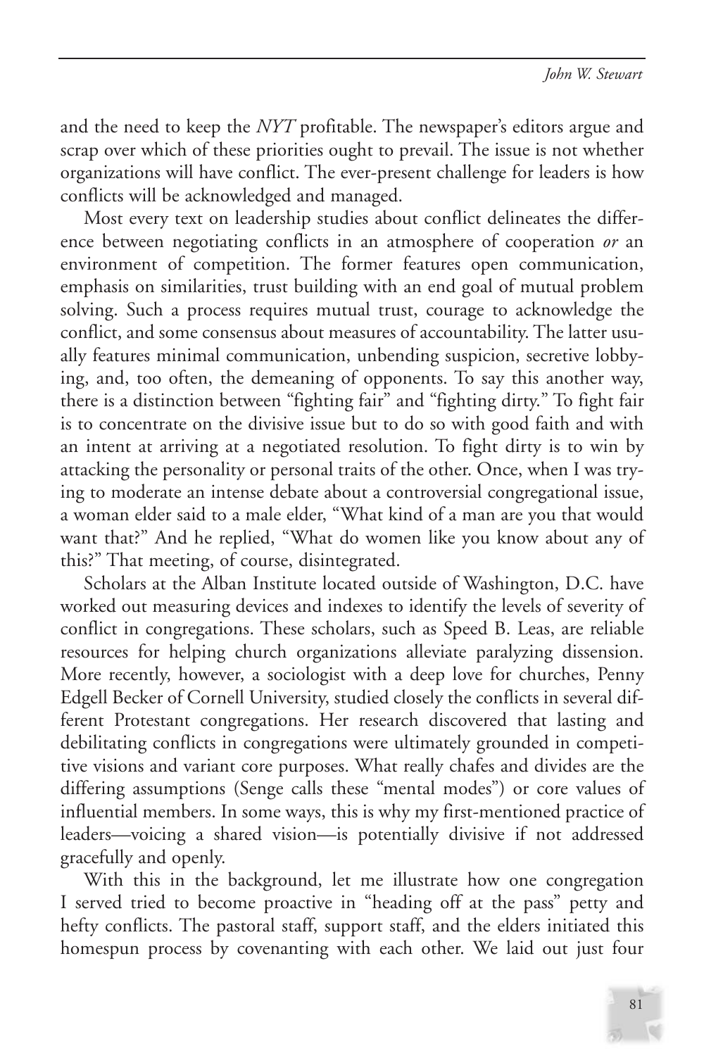and the need to keep the *NYT* profitable. The newspaper's editors argue and scrap over which of these priorities ought to prevail. The issue is not whether organizations will have conflict. The ever-present challenge for leaders is how conflicts will be acknowledged and managed.

Most every text on leadership studies about conflict delineates the difference between negotiating conflicts in an atmosphere of cooperation *or* an environment of competition. The former features open communication, emphasis on similarities, trust building with an end goal of mutual problem solving. Such a process requires mutual trust, courage to acknowledge the conflict, and some consensus about measures of accountability. The latter usually features minimal communication, unbending suspicion, secretive lobbying, and, too often, the demeaning of opponents. To say this another way, there is a distinction between "fighting fair" and "fighting dirty." To fight fair is to concentrate on the divisive issue but to do so with good faith and with an intent at arriving at a negotiated resolution. To fight dirty is to win by attacking the personality or personal traits of the other. Once, when I was trying to moderate an intense debate about a controversial congregational issue, a woman elder said to a male elder, "What kind of a man are you that would want that?" And he replied, "What do women like you know about any of this?" That meeting, of course, disintegrated.

Scholars at the Alban Institute located outside of Washington, D.C. have worked out measuring devices and indexes to identify the levels of severity of conflict in congregations. These scholars, such as Speed B. Leas, are reliable resources for helping church organizations alleviate paralyzing dissension. More recently, however, a sociologist with a deep love for churches, Penny Edgell Becker of Cornell University, studied closely the conflicts in several different Protestant congregations. Her research discovered that lasting and debilitating conflicts in congregations were ultimately grounded in competitive visions and variant core purposes. What really chafes and divides are the differing assumptions (Senge calls these "mental modes") or core values of influential members. In some ways, this is why my first-mentioned practice of leaders—voicing a shared vision—is potentially divisive if not addressed gracefully and openly.

With this in the background, let me illustrate how one congregation I served tried to become proactive in "heading off at the pass" petty and hefty conflicts. The pastoral staff, support staff, and the elders initiated this homespun process by covenanting with each other. We laid out just four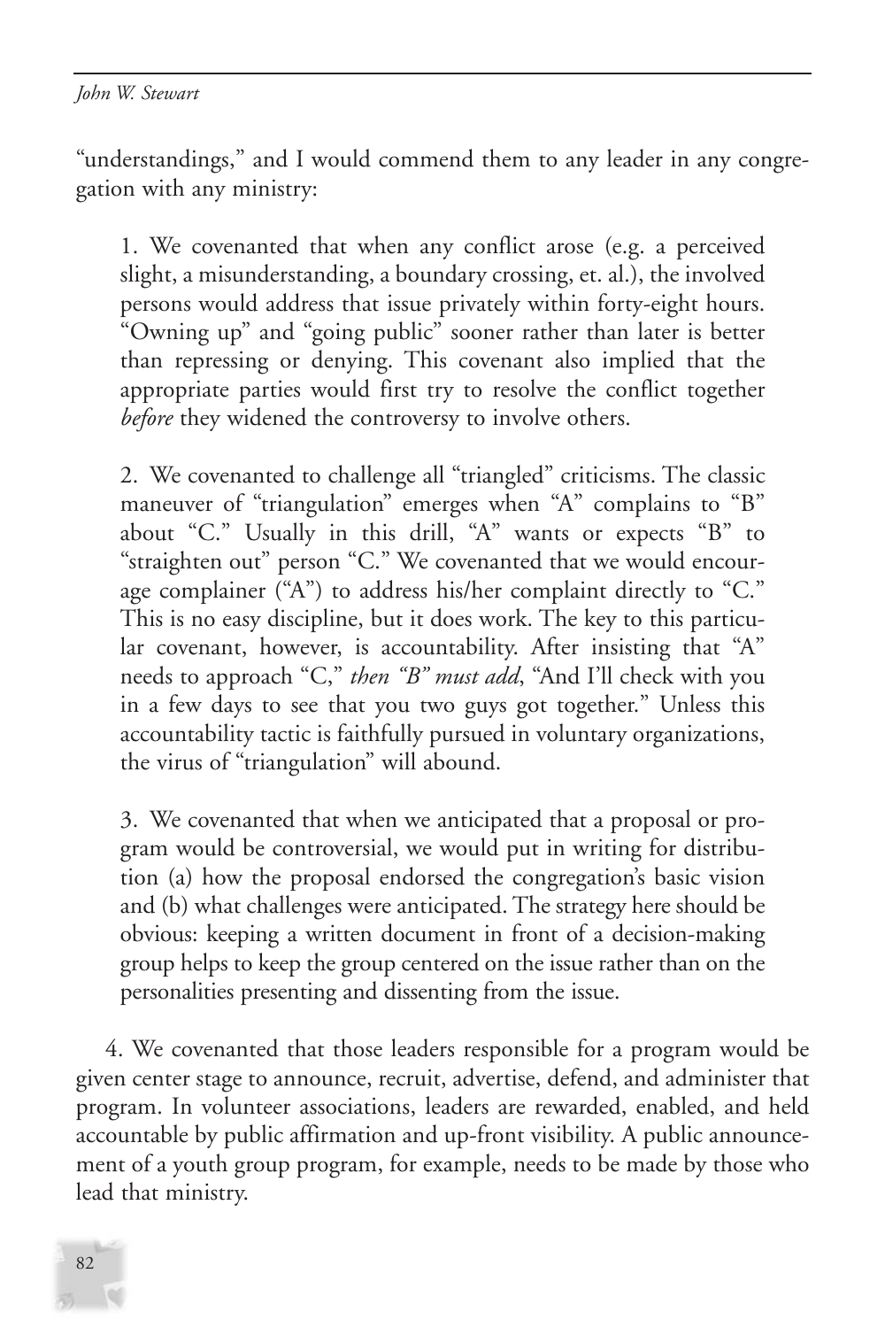"understandings," and I would commend them to any leader in any congregation with any ministry:

> 1. We covenanted that when any conflict arose (e.g. a perceived slight, a misunderstanding, a boundary crossing, et. al.), the involved persons would address that issue privately within forty-eight hours. "Owning up" and "going public" sooner rather than later is better than repressing or denying. This covenant also implied that the appropriate parties would first try to resolve the conflict together *before* they widened the controversy to involve others.
>
> 2. We covenanted to challenge all "triangled" criticisms. The classic maneuver of "triangulation" emerges when "A" complains to "B" about "C." Usually in this drill, "A" wants or expects "B" to "straighten out" person "C." We covenanted that we would encourage complainer ("A") to address his/her complaint directly to "C." This is no easy discipline, but it does work. The key to this particular covenant, however, is accountability. After insisting that "A" needs to approach "C," *then "B" must add*, "And I'll check with you in a few days to see that you two guys got together." Unless this accountability tactic is faithfully pursued in voluntary organizations, the virus of "triangulation" will abound.
>
> 3. We covenanted that when we anticipated that a proposal or program would be controversial, we would put in writing for distribution (a) how the proposal endorsed the congregation's basic vision and (b) what challenges were anticipated. The strategy here should be obvious: keeping a written document in front of a decision-making group helps to keep the group centered on the issue rather than on the personalities presenting and dissenting from the issue.

4. We covenanted that those leaders responsible for a program would be given center stage to announce, recruit, advertise, defend, and administer that program. In volunteer associations, leaders are rewarded, enabled, and held accountable by public affirmation and up-front visibility. A public announcement of a youth group program, for example, needs to be made by those who lead that ministry.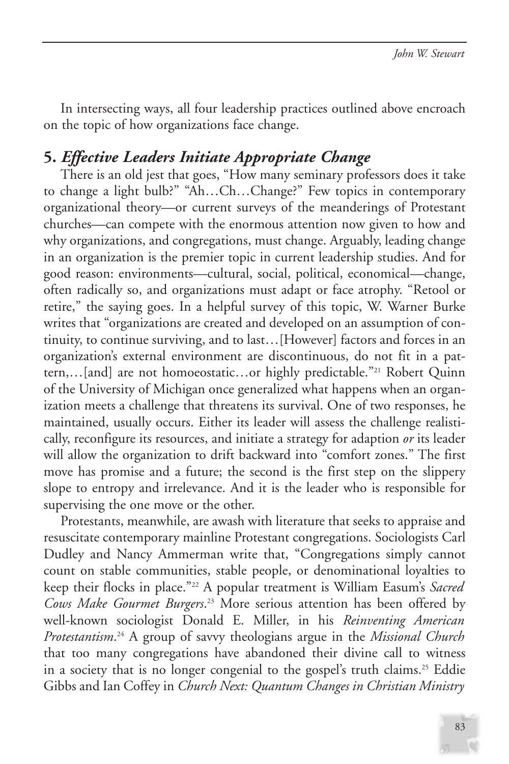In intersecting ways, all four leadership practices outlined above encroach on the topic of how organizations face change.

## 5. *Effective Leaders Initiate Appropriate Change*

There is an old jest that goes, "How many seminary professors does it take to change a light bulb?" "Ah…Ch…Change?" Few topics in contemporary organizational theory—or current surveys of the meanderings of Protestant churches—can compete with the enormous attention now given to how and why organizations, and congregations, must change. Arguably, leading change in an organization is the premier topic in current leadership studies. And for good reason: environments—cultural, social, political, economical—change, often radically so, and organizations must adapt or face atrophy. "Retool or retire," the saying goes. In a helpful survey of this topic, W. Warner Burke writes that "organizations are created and developed on an assumption of continuity, to continue surviving, and to last…[However] factors and forces in an organization's external environment are discontinuous, do not fit in a pattern,…[and] are not homoeostatic…or highly predictable."[21] Robert Quinn of the University of Michigan once generalized what happens when an organization meets a challenge that threatens its survival. One of two responses, he maintained, usually occurs. Either its leader will assess the challenge realistically, reconfigure its resources, and initiate a strategy for adaption *or* its leader will allow the organization to drift backward into "comfort zones." The first move has promise and a future; the second is the first step on the slippery slope to entropy and irrelevance. And it is the leader who is responsible for supervising the one move or the other.

Protestants, meanwhile, are awash with literature that seeks to appraise and resuscitate contemporary mainline Protestant congregations. Sociologists Carl Dudley and Nancy Ammerman write that, "Congregations simply cannot count on stable communities, stable people, or denominational loyalties to keep their flocks in place."[22] A popular treatment is William Easum's *Sacred Cows Make Gourmet Burgers*.[23] More serious attention has been offered by well-known sociologist Donald E. Miller, in his *Reinventing American Protestantism*.[24] A group of savvy theologians argue in the *Missional Church* that too many congregations have abandoned their divine call to witness in a society that is no longer congenial to the gospel's truth claims.[25] Eddie Gibbs and Ian Coffey in *Church Next: Quantum Changes in Christian Ministry*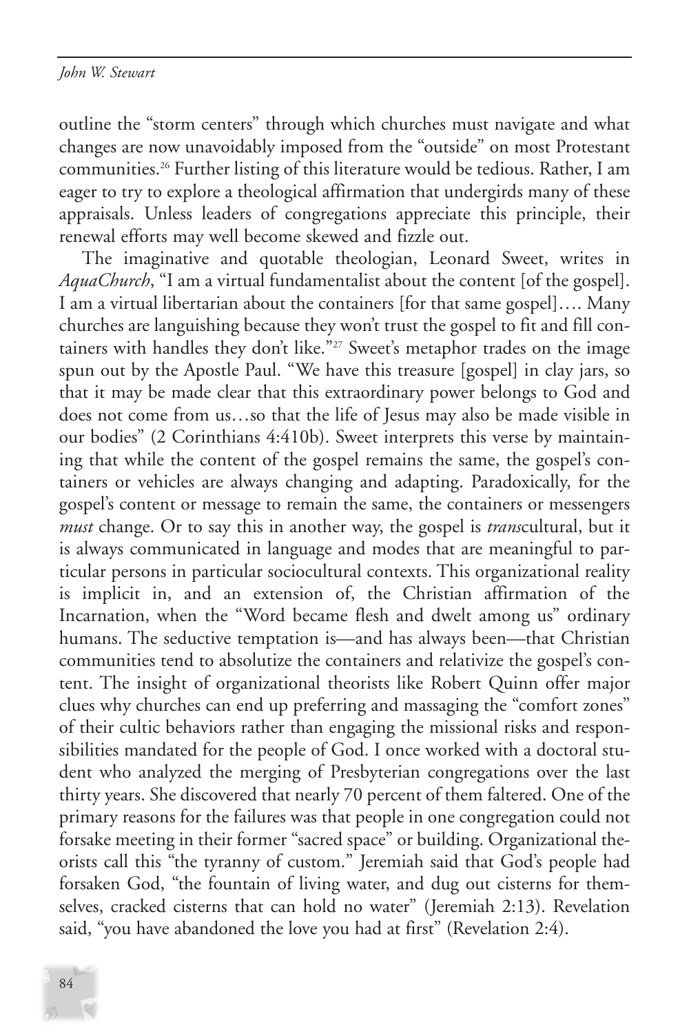outline the "storm centers" through which churches must navigate and what changes are now unavoidably imposed from the "outside" on most Protestant communities.[26] Further listing of this literature would be tedious. Rather, I am eager to try to explore a theological affirmation that undergirds many of these appraisals. Unless leaders of congregations appreciate this principle, their renewal efforts may well become skewed and fizzle out.

The imaginative and quotable theologian, Leonard Sweet, writes in *AquaChurch*, "I am a virtual fundamentalist about the content [of the gospel]. I am a virtual libertarian about the containers [for that same gospel]…. Many churches are languishing because they won't trust the gospel to fit and fill containers with handles they don't like."[27] Sweet's metaphor trades on the image spun out by the Apostle Paul. "We have this treasure [gospel] in clay jars, so that it may be made clear that this extraordinary power belongs to God and does not come from us…so that the life of Jesus may also be made visible in our bodies" (2 Corinthians 4:410b). Sweet interprets this verse by maintaining that while the content of the gospel remains the same, the gospel's containers or vehicles are always changing and adapting. Paradoxically, for the gospel's content or message to remain the same, the containers or messengers *must* change. Or to say this in another way, the gospel is *trans*cultural, but it is always communicated in language and modes that are meaningful to particular persons in particular sociocultural contexts. This organizational reality is implicit in, and an extension of, the Christian affirmation of the Incarnation, when the "Word became flesh and dwelt among us" ordinary humans. The seductive temptation is—and has always been—that Christian communities tend to absolutize the containers and relativize the gospel's content. The insight of organizational theorists like Robert Quinn offer major clues why churches can end up preferring and massaging the "comfort zones" of their cultic behaviors rather than engaging the missional risks and responsibilities mandated for the people of God. I once worked with a doctoral student who analyzed the merging of Presbyterian congregations over the last thirty years. She discovered that nearly 70 percent of them faltered. One of the primary reasons for the failures was that people in one congregation could not forsake meeting in their former "sacred space" or building. Organizational theorists call this "the tyranny of custom." Jeremiah said that God's people had forsaken God, "the fountain of living water, and dug out cisterns for themselves, cracked cisterns that can hold no water" (Jeremiah 2:13). Revelation said, "you have abandoned the love you had at first" (Revelation 2:4).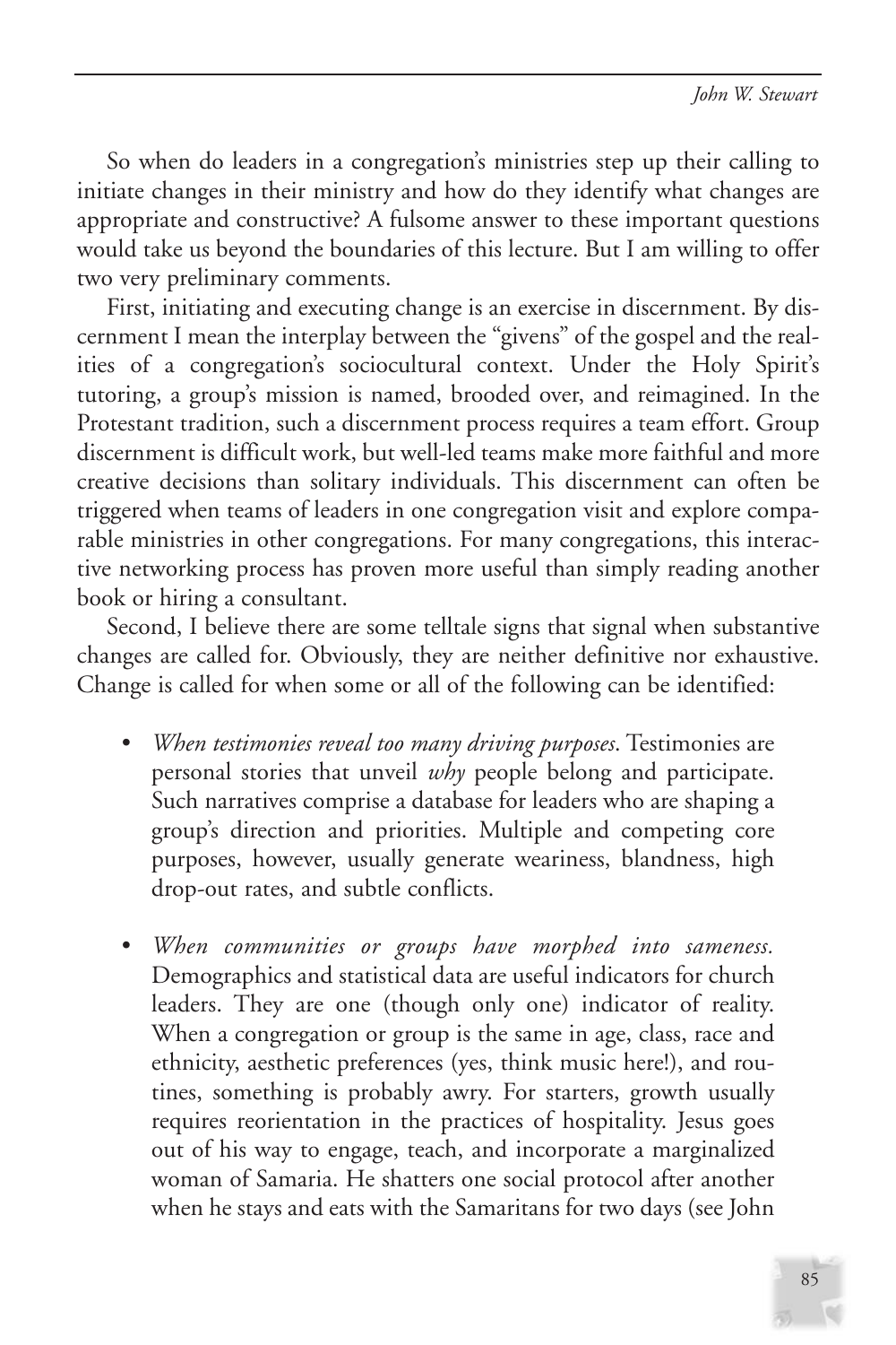So when do leaders in a congregation's ministries step up their calling to initiate changes in their ministry and how do they identify what changes are appropriate and constructive? A fulsome answer to these important questions would take us beyond the boundaries of this lecture. But I am willing to offer two very preliminary comments.

First, initiating and executing change is an exercise in discernment. By discernment I mean the interplay between the "givens" of the gospel and the realities of a congregation's sociocultural context. Under the Holy Spirit's tutoring, a group's mission is named, brooded over, and reimagined. In the Protestant tradition, such a discernment process requires a team effort. Group discernment is difficult work, but well-led teams make more faithful and more creative decisions than solitary individuals. This discernment can often be triggered when teams of leaders in one congregation visit and explore comparable ministries in other congregations. For many congregations, this interactive networking process has proven more useful than simply reading another book or hiring a consultant.

Second, I believe there are some telltale signs that signal when substantive changes are called for. Obviously, they are neither definitive nor exhaustive. Change is called for when some or all of the following can be identified:

- *When testimonies reveal too many driving purposes*. Testimonies are personal stories that unveil *why* people belong and participate. Such narratives comprise a database for leaders who are shaping a group's direction and priorities. Multiple and competing core purposes, however, usually generate weariness, blandness, high drop-out rates, and subtle conflicts.

- *When communities or groups have morphed into sameness.* Demographics and statistical data are useful indicators for church leaders. They are one (though only one) indicator of reality. When a congregation or group is the same in age, class, race and ethnicity, aesthetic preferences (yes, think music here!), and routines, something is probably awry. For starters, growth usually requires reorientation in the practices of hospitality. Jesus goes out of his way to engage, teach, and incorporate a marginalized woman of Samaria. He shatters one social protocol after another when he stays and eats with the Samaritans for two days (see John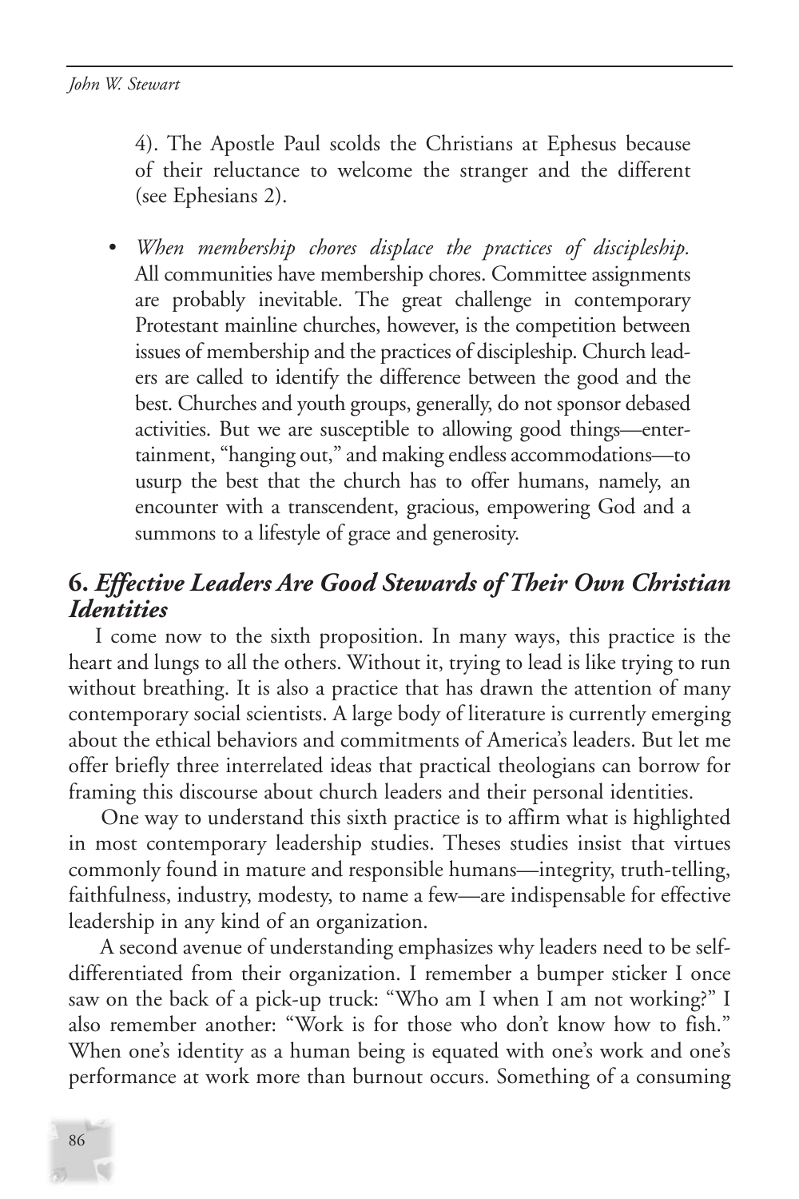4). The Apostle Paul scolds the Christians at Ephesus because of their reluctance to welcome the stranger and the different (see Ephesians 2).

- *When membership chores displace the practices of discipleship.* All communities have membership chores. Committee assignments are probably inevitable. The great challenge in contemporary Protestant mainline churches, however, is the competition between issues of membership and the practices of discipleship. Church leaders are called to identify the difference between the good and the best. Churches and youth groups, generally, do not sponsor debased activities. But we are susceptible to allowing good things—entertainment, "hanging out," and making endless accommodations—to usurp the best that the church has to offer humans, namely, an encounter with a transcendent, gracious, empowering God and a summons to a lifestyle of grace and generosity.

## 6. *Effective Leaders Are Good Stewards of Their Own Christian Identities*

I come now to the sixth proposition. In many ways, this practice is the heart and lungs to all the others. Without it, trying to lead is like trying to run without breathing. It is also a practice that has drawn the attention of many contemporary social scientists. A large body of literature is currently emerging about the ethical behaviors and commitments of America's leaders. But let me offer briefly three interrelated ideas that practical theologians can borrow for framing this discourse about church leaders and their personal identities.

One way to understand this sixth practice is to affirm what is highlighted in most contemporary leadership studies. Theses studies insist that virtues commonly found in mature and responsible humans—integrity, truth-telling, faithfulness, industry, modesty, to name a few—are indispensable for effective leadership in any kind of an organization.

A second avenue of understanding emphasizes why leaders need to be self-differentiated from their organization. I remember a bumper sticker I once saw on the back of a pick-up truck: "Who am I when I am not working?" I also remember another: "Work is for those who don't know how to fish." When one's identity as a human being is equated with one's work and one's performance at work more than burnout occurs. Something of a consuming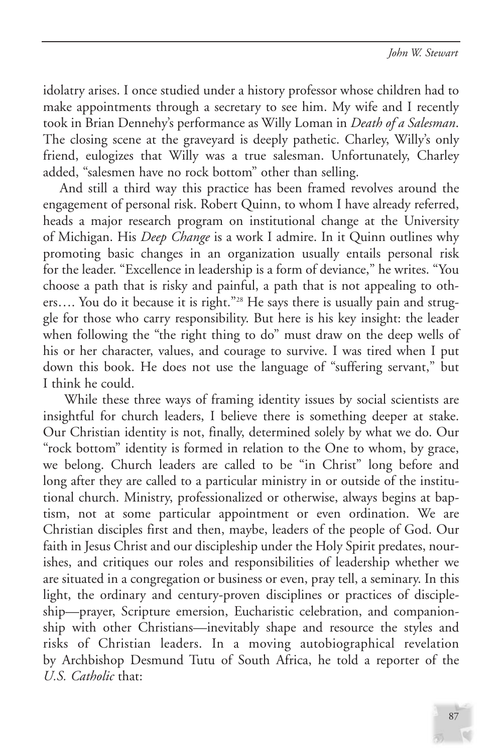idolatry arises. I once studied under a history professor whose children had to make appointments through a secretary to see him. My wife and I recently took in Brian Dennehy's performance as Willy Loman in *Death of a Salesman*. The closing scene at the graveyard is deeply pathetic. Charley, Willy's only friend, eulogizes that Willy was a true salesman. Unfortunately, Charley added, "salesmen have no rock bottom" other than selling.

And still a third way this practice has been framed revolves around the engagement of personal risk. Robert Quinn, to whom I have already referred, heads a major research program on institutional change at the University of Michigan. His *Deep Change* is a work I admire. In it Quinn outlines why promoting basic changes in an organization usually entails personal risk for the leader. "Excellence in leadership is a form of deviance," he writes. "You choose a path that is risky and painful, a path that is not appealing to others…. You do it because it is right."[28] He says there is usually pain and struggle for those who carry responsibility. But here is his key insight: the leader when following the "the right thing to do" must draw on the deep wells of his or her character, values, and courage to survive. I was tired when I put down this book. He does not use the language of "suffering servant," but I think he could.

While these three ways of framing identity issues by social scientists are insightful for church leaders, I believe there is something deeper at stake. Our Christian identity is not, finally, determined solely by what we do. Our "rock bottom" identity is formed in relation to the One to whom, by grace, we belong. Church leaders are called to be "in Christ" long before and long after they are called to a particular ministry in or outside of the institutional church. Ministry, professionalized or otherwise, always begins at baptism, not at some particular appointment or even ordination. We are Christian disciples first and then, maybe, leaders of the people of God. Our faith in Jesus Christ and our discipleship under the Holy Spirit predates, nourishes, and critiques our roles and responsibilities of leadership whether we are situated in a congregation or business or even, pray tell, a seminary. In this light, the ordinary and century-proven disciplines or practices of discipleship—prayer, Scripture emersion, Eucharistic celebration, and companionship with other Christians—inevitably shape and resource the styles and risks of Christian leaders. In a moving autobiographical revelation by Archbishop Desmund Tutu of South Africa, he told a reporter of the *U.S. Catholic* that: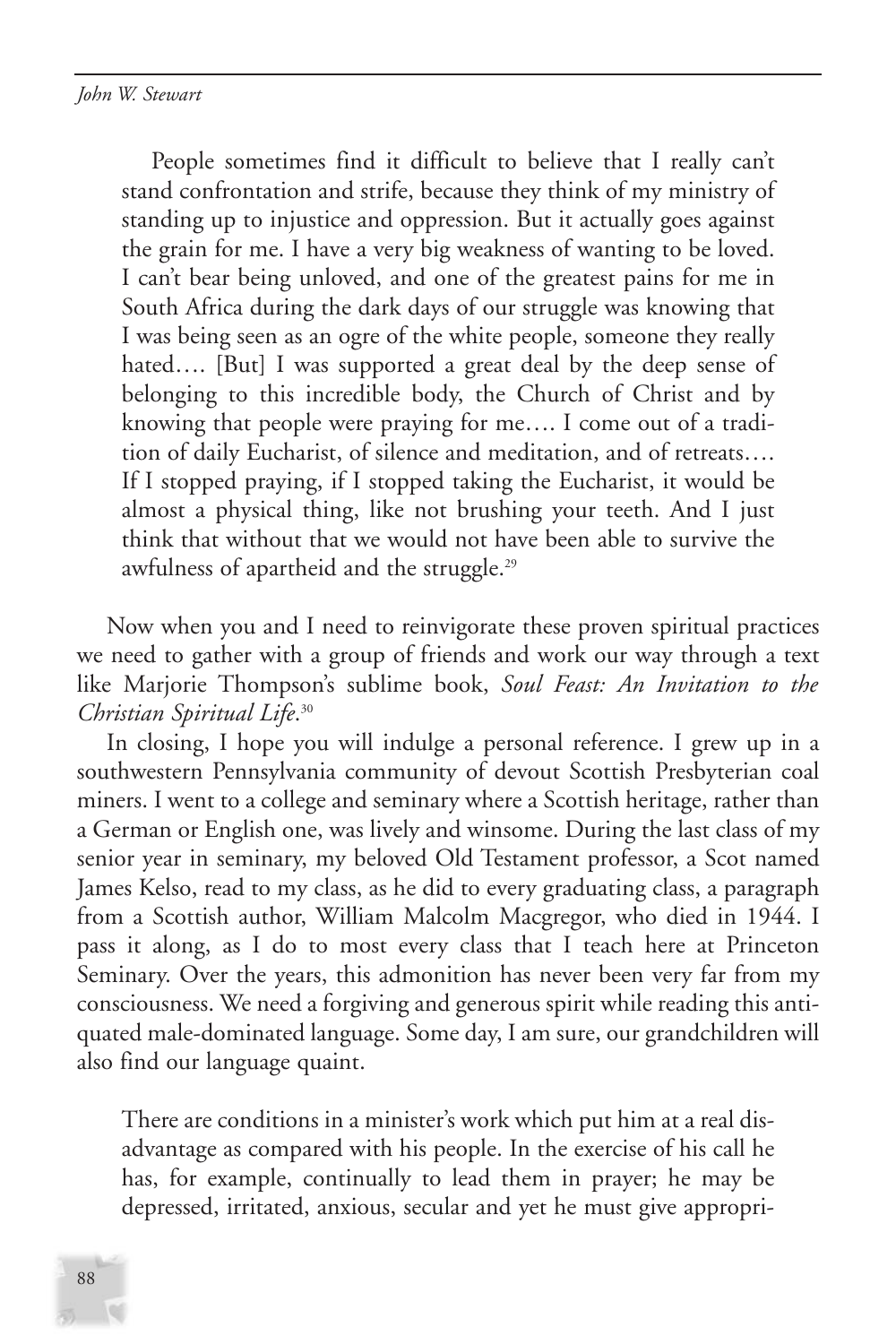> People sometimes find it difficult to believe that I really can't stand confrontation and strife, because they think of my ministry of standing up to injustice and oppression. But it actually goes against the grain for me. I have a very big weakness of wanting to be loved. I can't bear being unloved, and one of the greatest pains for me in South Africa during the dark days of our struggle was knowing that I was being seen as an ogre of the white people, someone they really hated…. [But] I was supported a great deal by the deep sense of belonging to this incredible body, the Church of Christ and by knowing that people were praying for me…. I come out of a tradition of daily Eucharist, of silence and meditation, and of retreats…. If I stopped praying, if I stopped taking the Eucharist, it would be almost a physical thing, like not brushing your teeth. And I just think that without that we would not have been able to survive the awfulness of apartheid and the struggle.[29]

Now when you and I need to reinvigorate these proven spiritual practices we need to gather with a group of friends and work our way through a text like Marjorie Thompson's sublime book, *Soul Feast: An Invitation to the Christian Spiritual Life*.[30]

In closing, I hope you will indulge a personal reference. I grew up in a southwestern Pennsylvania community of devout Scottish Presbyterian coal miners. I went to a college and seminary where a Scottish heritage, rather than a German or English one, was lively and winsome. During the last class of my senior year in seminary, my beloved Old Testament professor, a Scot named James Kelso, read to my class, as he did to every graduating class, a paragraph from a Scottish author, William Malcolm Macgregor, who died in 1944. I pass it along, as I do to most every class that I teach here at Princeton Seminary. Over the years, this admonition has never been very far from my consciousness. We need a forgiving and generous spirit while reading this antiquated male-dominated language. Some day, I am sure, our grandchildren will also find our language quaint.

> There are conditions in a minister's work which put him at a real disadvantage as compared with his people. In the exercise of his call he has, for example, continually to lead them in prayer; he may be depressed, irritated, anxious, secular and yet he must give appropri-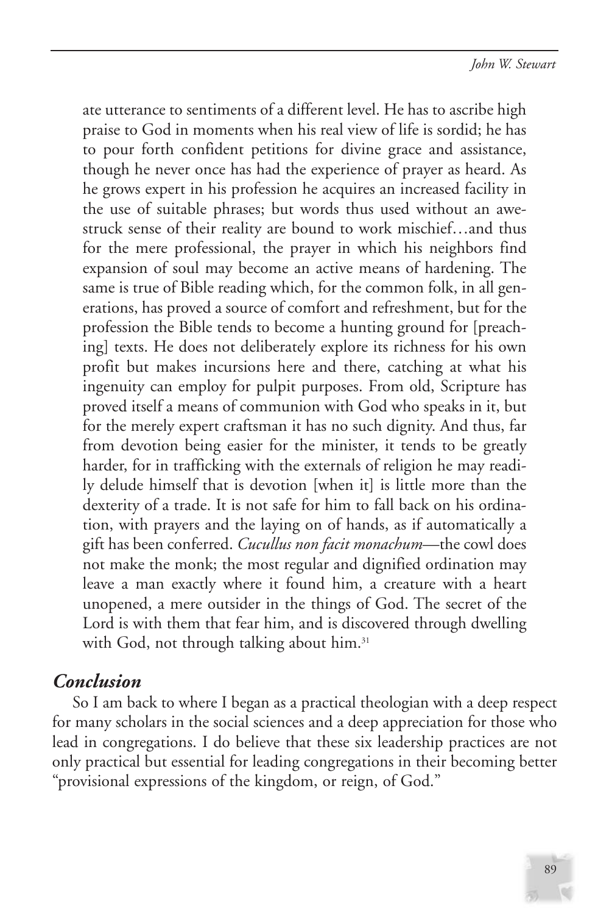ate utterance to sentiments of a different level. He has to ascribe high praise to God in moments when his real view of life is sordid; he has to pour forth confident petitions for divine grace and assistance, though he never once has had the experience of prayer as heard. As he grows expert in his profession he acquires an increased facility in the use of suitable phrases; but words thus used without an awe-struck sense of their reality are bound to work mischief…and thus for the mere professional, the prayer in which his neighbors find expansion of soul may become an active means of hardening. The same is true of Bible reading which, for the common folk, in all generations, has proved a source of comfort and refreshment, but for the profession the Bible tends to become a hunting ground for [preaching] texts. He does not deliberately explore its richness for his own profit but makes incursions here and there, catching at what his ingenuity can employ for pulpit purposes. From old, Scripture has proved itself a means of communion with God who speaks in it, but for the merely expert craftsman it has no such dignity. And thus, far from devotion being easier for the minister, it tends to be greatly harder, for in trafficking with the externals of religion he may readily delude himself that is devotion [when it] is little more than the dexterity of a trade. It is not safe for him to fall back on his ordination, with prayers and the laying on of hands, as if automatically a gift has been conferred. *Cucullus non facit monachum*—the cowl does not make the monk; the most regular and dignified ordination may leave a man exactly where it found him, a creature with a heart unopened, a mere outsider in the things of God. The secret of the Lord is with them that fear him, and is discovered through dwelling with God, not through talking about him.[31]

## *Conclusion*

So I am back to where I began as a practical theologian with a deep respect for many scholars in the social sciences and a deep appreciation for those who lead in congregations. I do believe that these six leadership practices are not only practical but essential for leading congregations in their becoming better "provisional expressions of the kingdom, or reign, of God."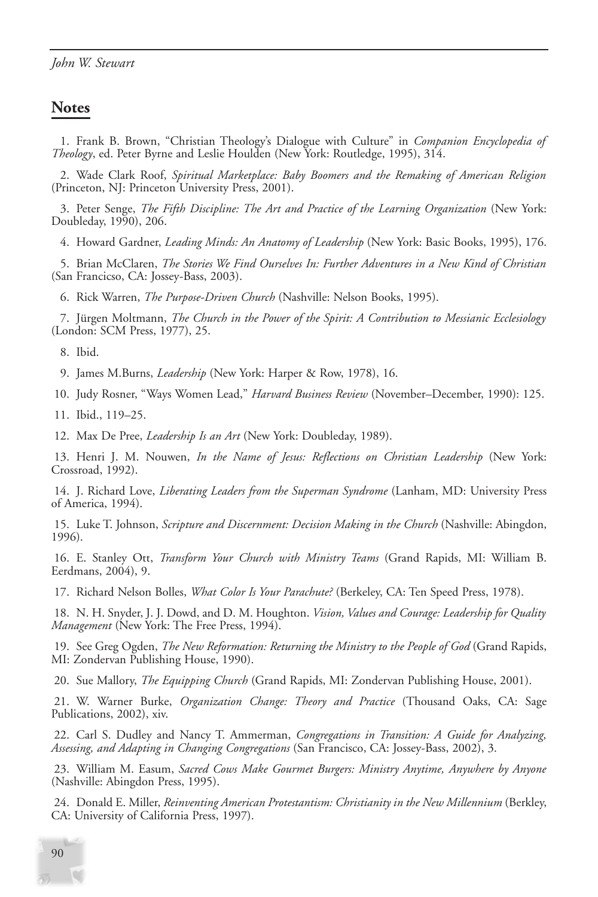## Notes

1. Frank B. Brown, "Christian Theology's Dialogue with Culture" in *Companion Encyclopedia of Theology*, ed. Peter Byrne and Leslie Houlden (New York: Routledge, 1995), 314.

2. Wade Clark Roof, *Spiritual Marketplace: Baby Boomers and the Remaking of American Religion* (Princeton, NJ: Princeton University Press, 2001).

3. Peter Senge, *The Fifth Discipline: The Art and Practice of the Learning Organization* (New York: Doubleday, 1990), 206.

4. Howard Gardner, *Leading Minds: An Anatomy of Leadership* (New York: Basic Books, 1995), 176.

5. Brian McClaren, *The Stories We Find Ourselves In: Further Adventures in a New Kind of Christian* (San Francicso, CA: Jossey-Bass, 2003).

6. Rick Warren, *The Purpose-Driven Church* (Nashville: Nelson Books, 1995).

7. Jürgen Moltmann, *The Church in the Power of the Spirit: A Contribution to Messianic Ecclesiology* (London: SCM Press, 1977), 25.

8. Ibid.

9. James M.Burns, *Leadership* (New York: Harper & Row, 1978), 16.

10. Judy Rosner, "Ways Women Lead," *Harvard Business Review* (November–December, 1990): 125.

11. Ibid., 119–25.

12. Max De Pree, *Leadership Is an Art* (New York: Doubleday, 1989).

13. Henri J. M. Nouwen, *In the Name of Jesus: Reflections on Christian Leadership* (New York: Crossroad, 1992).

14. J. Richard Love, *Liberating Leaders from the Superman Syndrome* (Lanham, MD: University Press of America, 1994).

15. Luke T. Johnson, *Scripture and Discernment: Decision Making in the Church* (Nashville: Abingdon, 1996).

16. E. Stanley Ott, *Transform Your Church with Ministry Teams* (Grand Rapids, MI: William B. Eerdmans, 2004), 9.

17. Richard Nelson Bolles, *What Color Is Your Parachute?* (Berkeley, CA: Ten Speed Press, 1978).

18. N. H. Snyder, J. J. Dowd, and D. M. Houghton. *Vision, Values and Courage: Leadership for Quality Management* (New York: The Free Press, 1994).

19. See Greg Ogden, *The New Reformation: Returning the Ministry to the People of God* (Grand Rapids, MI: Zondervan Publishing House, 1990).

20. Sue Mallory, *The Equipping Church* (Grand Rapids, MI: Zondervan Publishing House, 2001).

21. W. Warner Burke, *Organization Change: Theory and Practice* (Thousand Oaks, CA: Sage Publications, 2002), xiv.

22. Carl S. Dudley and Nancy T. Ammerman, *Congregations in Transition: A Guide for Analyzing, Assessing, and Adapting in Changing Congregations* (San Francisco, CA: Jossey-Bass, 2002), 3.

23. William M. Easum, *Sacred Cows Make Gourmet Burgers: Ministry Anytime, Anywhere by Anyone* (Nashville: Abingdon Press, 1995).

24. Donald E. Miller, *Reinventing American Protestantism: Christianity in the New Millennium* (Berkley, CA: University of California Press, 1997).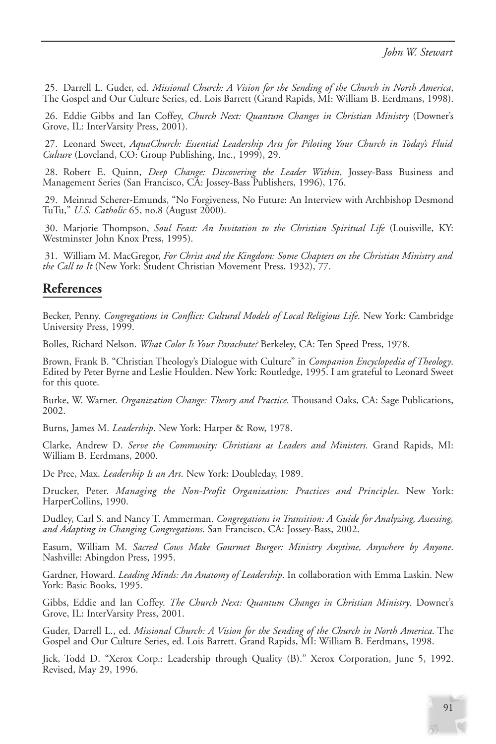25. Darrell L. Guder, ed. *Missional Church: A Vision for the Sending of the Church in North America*, The Gospel and Our Culture Series, ed. Lois Barrett (Grand Rapids, MI: William B. Eerdmans, 1998).

26. Eddie Gibbs and Ian Coffey, *Church Next: Quantum Changes in Christian Ministry* (Downer's Grove, IL: InterVarsity Press, 2001).

27. Leonard Sweet, *AquaChurch: Essential Leadership Arts for Piloting Your Church in Today's Fluid Culture* (Loveland, CO: Group Publishing, Inc., 1999), 29.

28. Robert E. Quinn, *Deep Change: Discovering the Leader Within*, Jossey-Bass Business and Management Series (San Francisco, CA: Jossey-Bass Publishers, 1996), 176.

29. Meinrad Scherer-Emunds, "No Forgiveness, No Future: An Interview with Archbishop Desmond TuTu," *U.S. Catholic* 65, no.8 (August 2000).

30. Marjorie Thompson, *Soul Feast: An Invitation to the Christian Spiritual Life* (Louisville, KY: Westminster John Knox Press, 1995).

31. William M. MacGregor, *For Christ and the Kingdom: Some Chapters on the Christian Ministry and the Call to It* (New York: Student Christian Movement Press, 1932), 77.

## References

Becker, Penny. *Congregations in Conflict: Cultural Models of Local Religious Life*. New York: Cambridge University Press, 1999.

Bolles, Richard Nelson. *What Color Is Your Parachute?* Berkeley, CA: Ten Speed Press, 1978.

Brown, Frank B. "Christian Theology's Dialogue with Culture" in *Companion Encyclopedia of Theology*. Edited by Peter Byrne and Leslie Houlden. New York: Routledge, 1995. I am grateful to Leonard Sweet for this quote.

Burke, W. Warner. *Organization Change: Theory and Practice*. Thousand Oaks, CA: Sage Publications, 2002.

Burns, James M. *Leadership*. New York: Harper & Row, 1978.

Clarke, Andrew D. *Serve the Community: Christians as Leaders and Ministers.* Grand Rapids, MI: William B. Eerdmans, 2000.

De Pree, Max. *Leadership Is an Art*. New York: Doubleday, 1989.

Drucker, Peter. *Managing the Non-Profit Organization: Practices and Principles*. New York: HarperCollins, 1990.

Dudley, Carl S. and Nancy T. Ammerman. *Congregations in Transition: A Guide for Analyzing, Assessing, and Adapting in Changing Congregations*. San Francisco, CA: Jossey-Bass, 2002.

Easum, William M. *Sacred Cows Make Gourmet Burger: Ministry Anytime, Anywhere by Anyone*. Nashville: Abingdon Press, 1995.

Gardner, Howard. *Leading Minds: An Anatomy of Leadership*. In collaboration with Emma Laskin. New York: Basic Books, 1995.

Gibbs, Eddie and Ian Coffey. *The Church Next: Quantum Changes in Christian Ministry*. Downer's Grove, IL: InterVarsity Press, 2001.

Guder, Darrell L., ed. *Missional Church: A Vision for the Sending of the Church in North America*. The Gospel and Our Culture Series, ed. Lois Barrett. Grand Rapids, MI: William B. Eerdmans, 1998.

Jick, Todd D. "Xerox Corp.: Leadership through Quality (B)." Xerox Corporation, June 5, 1992. Revised, May 29, 1996.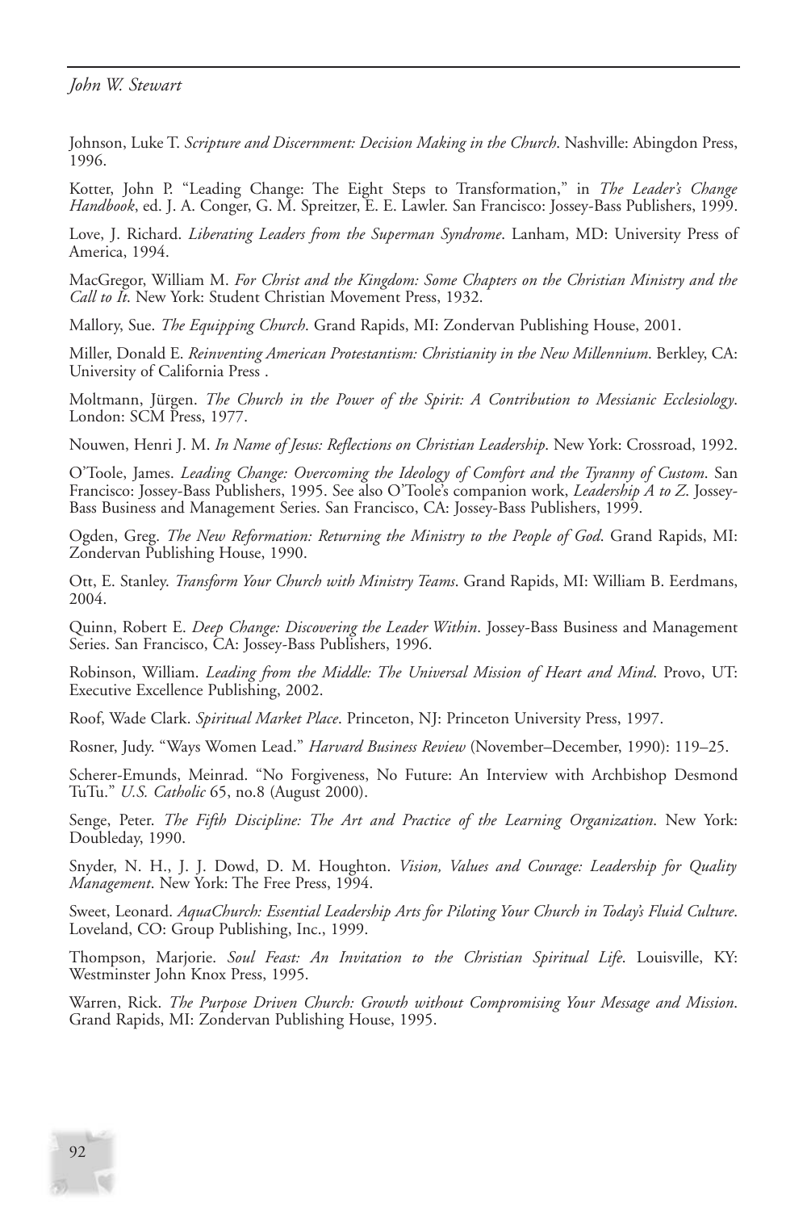Johnson, Luke T. *Scripture and Discernment: Decision Making in the Church*. Nashville: Abingdon Press, 1996.

Kotter, John P. "Leading Change: The Eight Steps to Transformation," in *The Leader's Change Handbook*, ed. J. A. Conger, G. M. Spreitzer, E. E. Lawler. San Francisco: Jossey-Bass Publishers, 1999.

Love, J. Richard. *Liberating Leaders from the Superman Syndrome*. Lanham, MD: University Press of America, 1994.

MacGregor, William M. *For Christ and the Kingdom: Some Chapters on the Christian Ministry and the Call to It*. New York: Student Christian Movement Press, 1932.

Mallory, Sue. *The Equipping Church*. Grand Rapids, MI: Zondervan Publishing House, 2001.

Miller, Donald E. *Reinventing American Protestantism: Christianity in the New Millennium*. Berkley, CA: University of California Press .

Moltmann, Jürgen. *The Church in the Power of the Spirit: A Contribution to Messianic Ecclesiology*. London: SCM Press, 1977.

Nouwen, Henri J. M. *In Name of Jesus: Reflections on Christian Leadership*. New York: Crossroad, 1992.

O'Toole, James. *Leading Change: Overcoming the Ideology of Comfort and the Tyranny of Custom*. San Francisco: Jossey-Bass Publishers, 1995. See also O'Toole's companion work, *Leadership A to Z*. Jossey-Bass Business and Management Series. San Francisco, CA: Jossey-Bass Publishers, 1999.

Ogden, Greg. *The New Reformation: Returning the Ministry to the People of God*. Grand Rapids, MI: Zondervan Publishing House, 1990.

Ott, E. Stanley. *Transform Your Church with Ministry Teams*. Grand Rapids, MI: William B. Eerdmans, 2004.

Quinn, Robert E. *Deep Change: Discovering the Leader Within*. Jossey-Bass Business and Management Series. San Francisco, CA: Jossey-Bass Publishers, 1996.

Robinson, William. *Leading from the Middle: The Universal Mission of Heart and Mind*. Provo, UT: Executive Excellence Publishing, 2002.

Roof, Wade Clark. *Spiritual Market Place*. Princeton, NJ: Princeton University Press, 1997.

Rosner, Judy. "Ways Women Lead." *Harvard Business Review* (November–December, 1990): 119–25.

Scherer-Emunds, Meinrad. "No Forgiveness, No Future: An Interview with Archbishop Desmond TuTu." *U.S. Catholic* 65, no.8 (August 2000).

Senge, Peter. *The Fifth Discipline: The Art and Practice of the Learning Organization*. New York: Doubleday, 1990.

Snyder, N. H., J. J. Dowd, D. M. Houghton. *Vision, Values and Courage: Leadership for Quality Management*. New York: The Free Press, 1994.

Sweet, Leonard. *AquaChurch: Essential Leadership Arts for Piloting Your Church in Today's Fluid Culture*. Loveland, CO: Group Publishing, Inc., 1999.

Thompson, Marjorie. *Soul Feast: An Invitation to the Christian Spiritual Life*. Louisville, KY: Westminster John Knox Press, 1995.

Warren, Rick. *The Purpose Driven Church: Growth without Compromising Your Message and Mission*. Grand Rapids, MI: Zondervan Publishing House, 1995.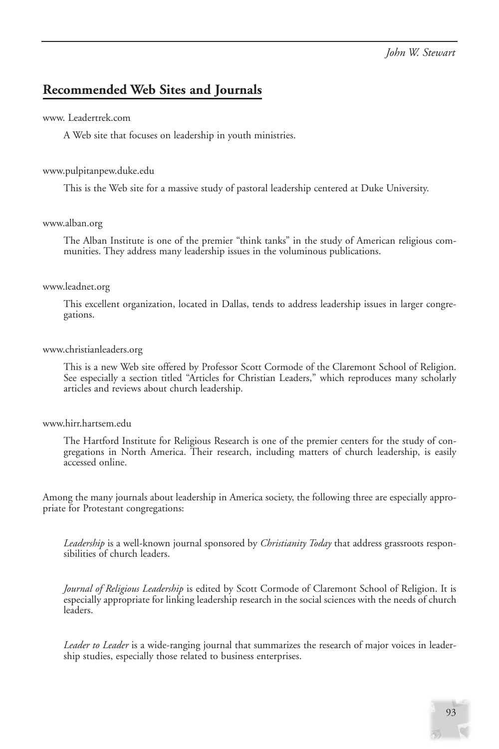## Recommended Web Sites and Journals

www. Leadertrek.com

A Web site that focuses on leadership in youth ministries.

www.pulpitanpew.duke.edu

This is the Web site for a massive study of pastoral leadership centered at Duke University.

www.alban.org

The Alban Institute is one of the premier "think tanks" in the study of American religious communities. They address many leadership issues in the voluminous publications.

www.leadnet.org

This excellent organization, located in Dallas, tends to address leadership issues in larger congregations.

www.christianleaders.org

This is a new Web site offered by Professor Scott Cormode of the Claremont School of Religion. See especially a section titled "Articles for Christian Leaders," which reproduces many scholarly articles and reviews about church leadership.

www.hirr.hartsem.edu

The Hartford Institute for Religious Research is one of the premier centers for the study of congregations in North America. Their research, including matters of church leadership, is easily accessed online.

Among the many journals about leadership in America society, the following three are especially appropriate for Protestant congregations:

*Leadership* is a well-known journal sponsored by *Christianity Today* that address grassroots responsibilities of church leaders.

*Journal of Religious Leadership* is edited by Scott Cormode of Claremont School of Religion. It is especially appropriate for linking leadership research in the social sciences with the needs of church leaders.

*Leader to Leader* is a wide-ranging journal that summarizes the research of major voices in leadership studies, especially those related to business enterprises.